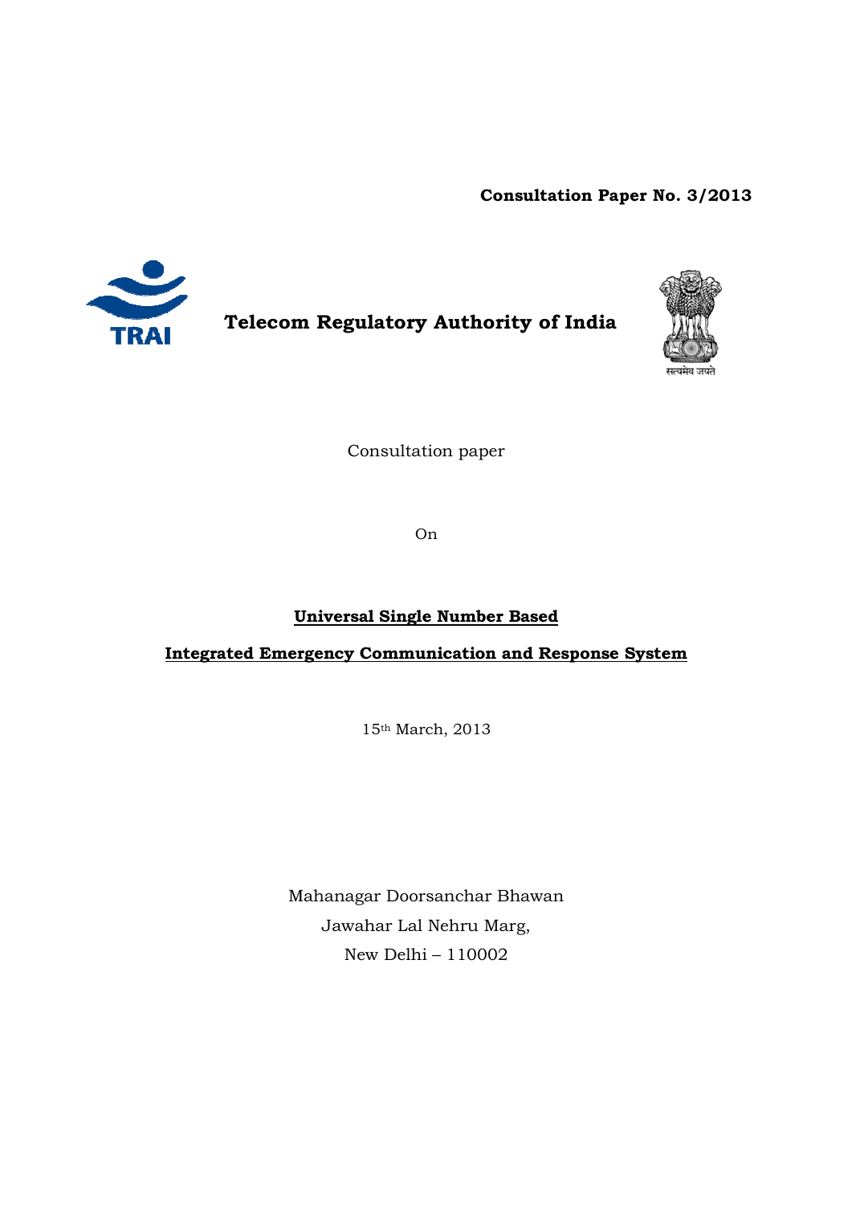**Consultation Paper No. 3/2013**

# Telecom Regulatory Authority of India

Consultation paper

On

## Universal Single Number Based Integrated Emergency Communication and Response System

15th March, 2013

Mahanagar Doorsanchar Bhawan
Jawahar Lal Nehru Marg,
New Delhi – 110002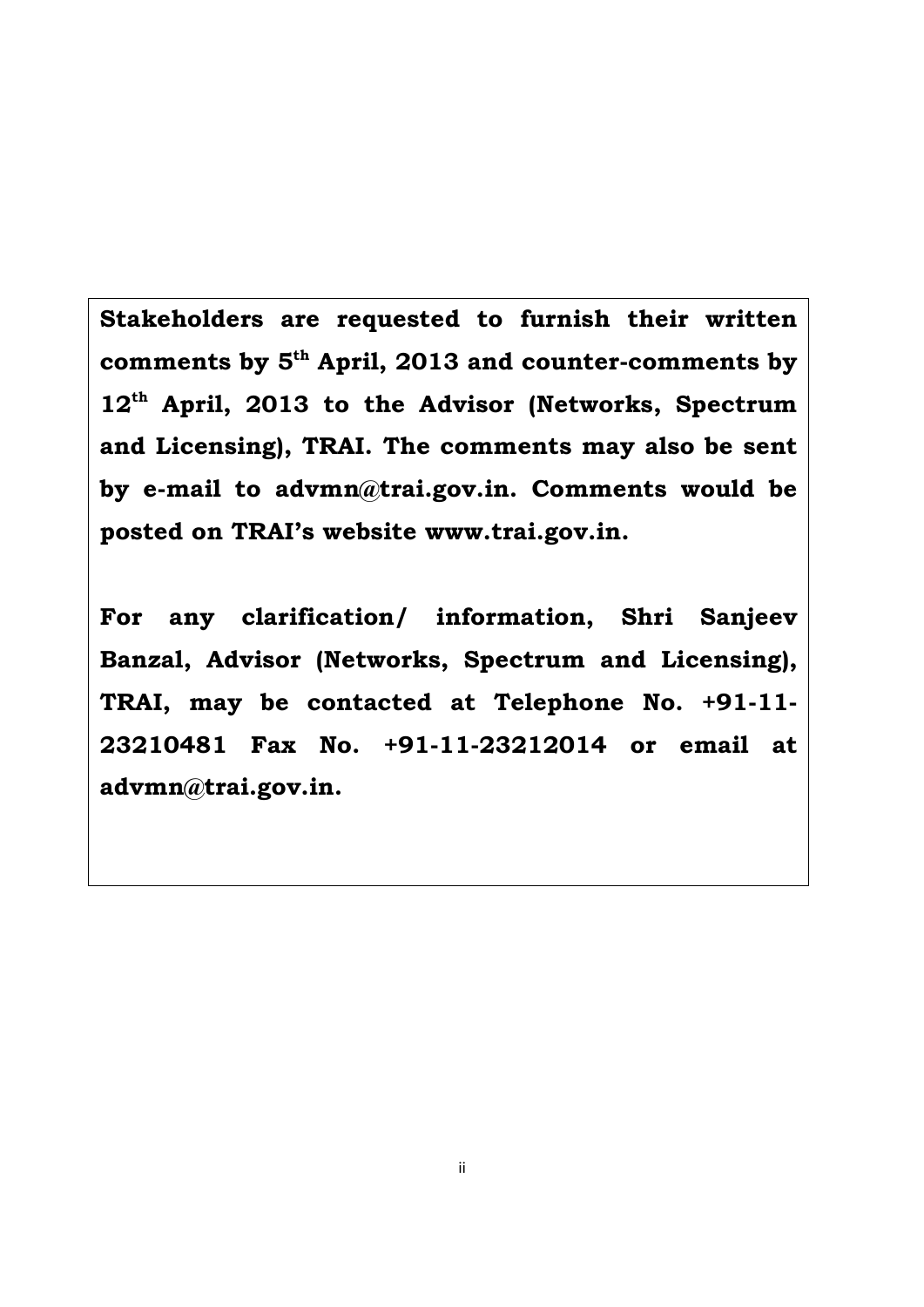**Stakeholders are requested to furnish their written comments by 5th April, 2013 and counter-comments by 12th April, 2013 to the Advisor (Networks, Spectrum and Licensing), TRAI. The comments may also be sent by e-mail to advmn@trai.gov.in. Comments would be posted on TRAI's website www.trai.gov.in.**

**For any clarification/ information, Shri Sanjeev Banzal, Advisor (Networks, Spectrum and Licensing), TRAI, may be contacted at Telephone No. +91-11-23210481 Fax No. +91-11-23212014 or email at advmn@trai.gov.in.**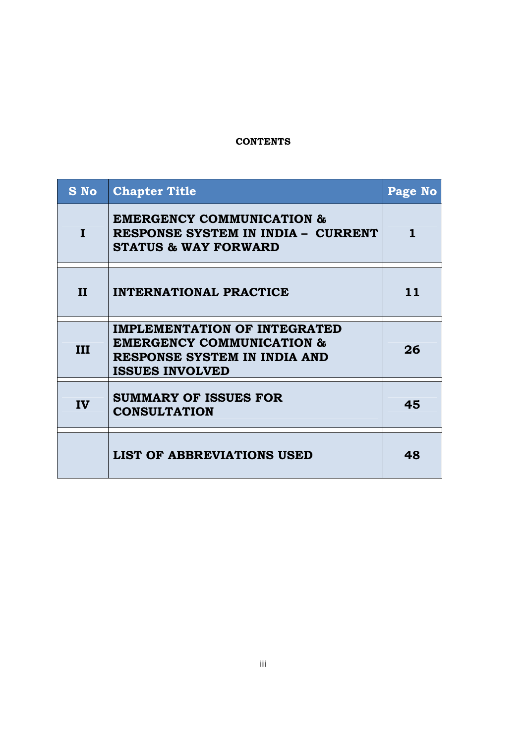**CONTENTS**

| S No | Chapter Title | Page No |
|---|---|---|
| I | **EMERGENCY COMMUNICATION & RESPONSE SYSTEM IN INDIA – CURRENT STATUS & WAY FORWARD** | 1 |
| II | **INTERNATIONAL PRACTICE** | 11 |
| III | **IMPLEMENTATION OF INTEGRATED EMERGENCY COMMUNICATION & RESPONSE SYSTEM IN INDIA AND ISSUES INVOLVED** | 26 |
| IV | **SUMMARY OF ISSUES FOR CONSULTATION** | 45 |
| | **LIST OF ABBREVIATIONS USED** | 48 |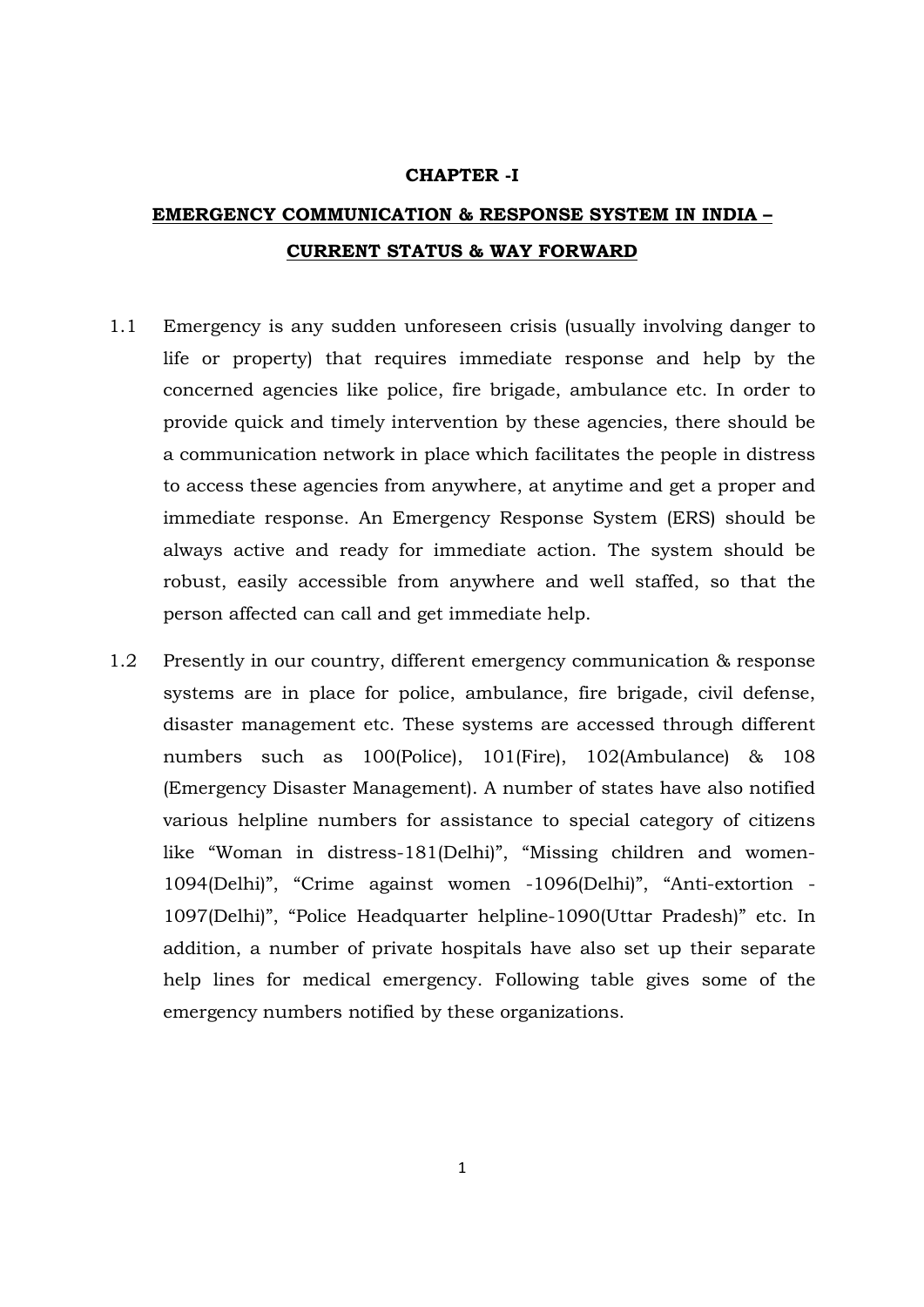# CHAPTER -I

## EMERGENCY COMMUNICATION & RESPONSE SYSTEM IN INDIA – CURRENT STATUS & WAY FORWARD

1.1 Emergency is any sudden unforeseen crisis (usually involving danger to life or property) that requires immediate response and help by the concerned agencies like police, fire brigade, ambulance etc. In order to provide quick and timely intervention by these agencies, there should be a communication network in place which facilitates the people in distress to access these agencies from anywhere, at anytime and get a proper and immediate response. An Emergency Response System (ERS) should be always active and ready for immediate action. The system should be robust, easily accessible from anywhere and well staffed, so that the person affected can call and get immediate help.

1.2 Presently in our country, different emergency communication & response systems are in place for police, ambulance, fire brigade, civil defense, disaster management etc. These systems are accessed through different numbers such as 100(Police), 101(Fire), 102(Ambulance) & 108 (Emergency Disaster Management). A number of states have also notified various helpline numbers for assistance to special category of citizens like "Woman in distress-181(Delhi)", "Missing children and women-1094(Delhi)", "Crime against women -1096(Delhi)", "Anti-extortion -1097(Delhi)", "Police Headquarter helpline-1090(Uttar Pradesh)" etc. In addition, a number of private hospitals have also set up their separate help lines for medical emergency. Following table gives some of the emergency numbers notified by these organizations.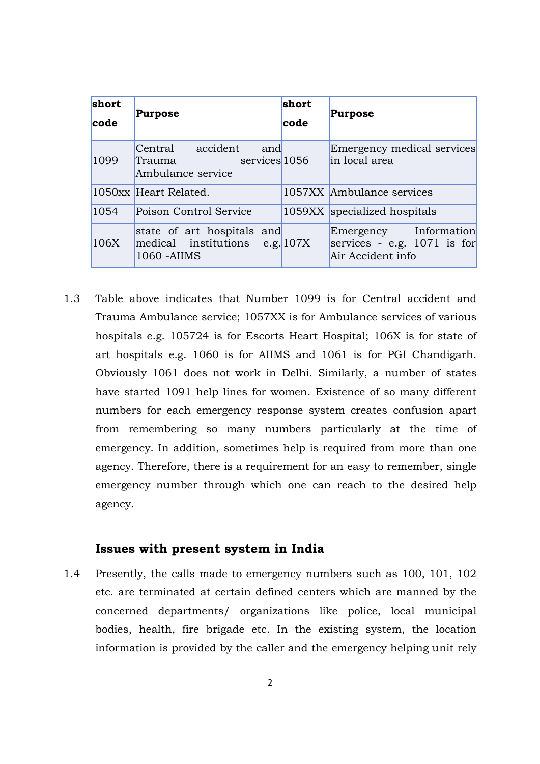| short code | Purpose | short code | Purpose |
|---|---|---|---|
| 1099 | Central accident and Trauma services Ambulance service | 1056 | Emergency medical services in local area |
| 1050xx | Heart Related. | 1057XX | Ambulance services |
| 1054 | Poison Control Service | 1059XX | specialized hospitals |
| 106X | state of art hospitals and medical institutions e.g. 1060 -AIIMS | 107X | Emergency Information services - e.g. 1071 is for Air Accident info |

1.3 Table above indicates that Number 1099 is for Central accident and Trauma Ambulance service; 1057XX is for Ambulance services of various hospitals e.g. 105724 is for Escorts Heart Hospital; 106X is for state of art hospitals e.g. 1060 is for AIIMS and 1061 is for PGI Chandigarh. Obviously 1061 does not work in Delhi. Similarly, a number of states have started 1091 help lines for women. Existence of so many different numbers for each emergency response system creates confusion apart from remembering so many numbers particularly at the time of emergency. In addition, sometimes help is required from more than one agency. Therefore, there is a requirement for an easy to remember, single emergency number through which one can reach to the desired help agency.

## Issues with present system in India

1.4 Presently, the calls made to emergency numbers such as 100, 101, 102 etc. are terminated at certain defined centers which are manned by the concerned departments/ organizations like police, local municipal bodies, health, fire brigade etc. In the existing system, the location information is provided by the caller and the emergency helping unit rely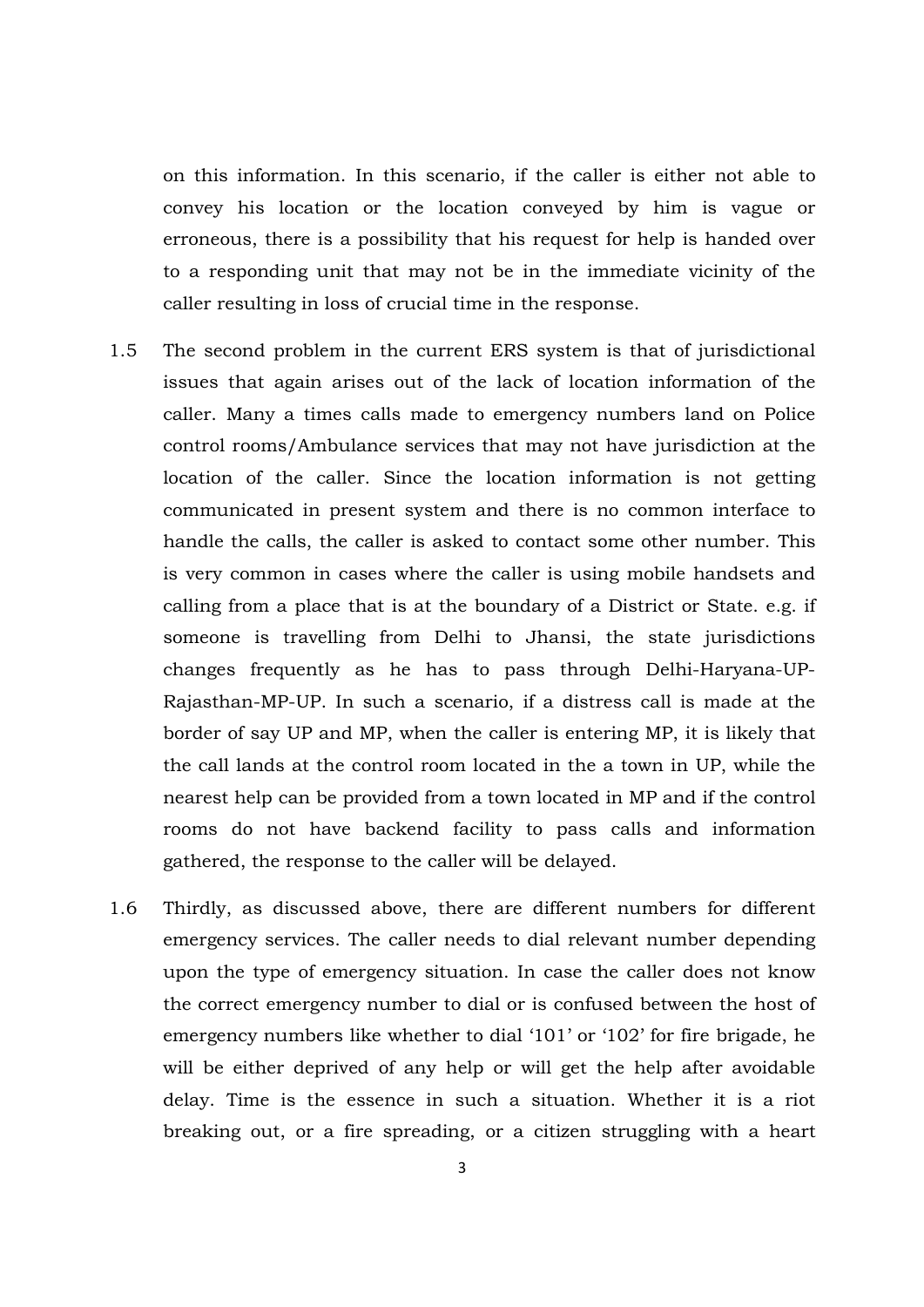on this information. In this scenario, if the caller is either not able to convey his location or the location conveyed by him is vague or erroneous, there is a possibility that his request for help is handed over to a responding unit that may not be in the immediate vicinity of the caller resulting in loss of crucial time in the response.

1.5 The second problem in the current ERS system is that of jurisdictional issues that again arises out of the lack of location information of the caller. Many a times calls made to emergency numbers land on Police control rooms/Ambulance services that may not have jurisdiction at the location of the caller. Since the location information is not getting communicated in present system and there is no common interface to handle the calls, the caller is asked to contact some other number. This is very common in cases where the caller is using mobile handsets and calling from a place that is at the boundary of a District or State. e.g. if someone is travelling from Delhi to Jhansi, the state jurisdictions changes frequently as he has to pass through Delhi-Haryana-UP-Rajasthan-MP-UP. In such a scenario, if a distress call is made at the border of say UP and MP, when the caller is entering MP, it is likely that the call lands at the control room located in the a town in UP, while the nearest help can be provided from a town located in MP and if the control rooms do not have backend facility to pass calls and information gathered, the response to the caller will be delayed.

1.6 Thirdly, as discussed above, there are different numbers for different emergency services. The caller needs to dial relevant number depending upon the type of emergency situation. In case the caller does not know the correct emergency number to dial or is confused between the host of emergency numbers like whether to dial '101' or '102' for fire brigade, he will be either deprived of any help or will get the help after avoidable delay. Time is the essence in such a situation. Whether it is a riot breaking out, or a fire spreading, or a citizen struggling with a heart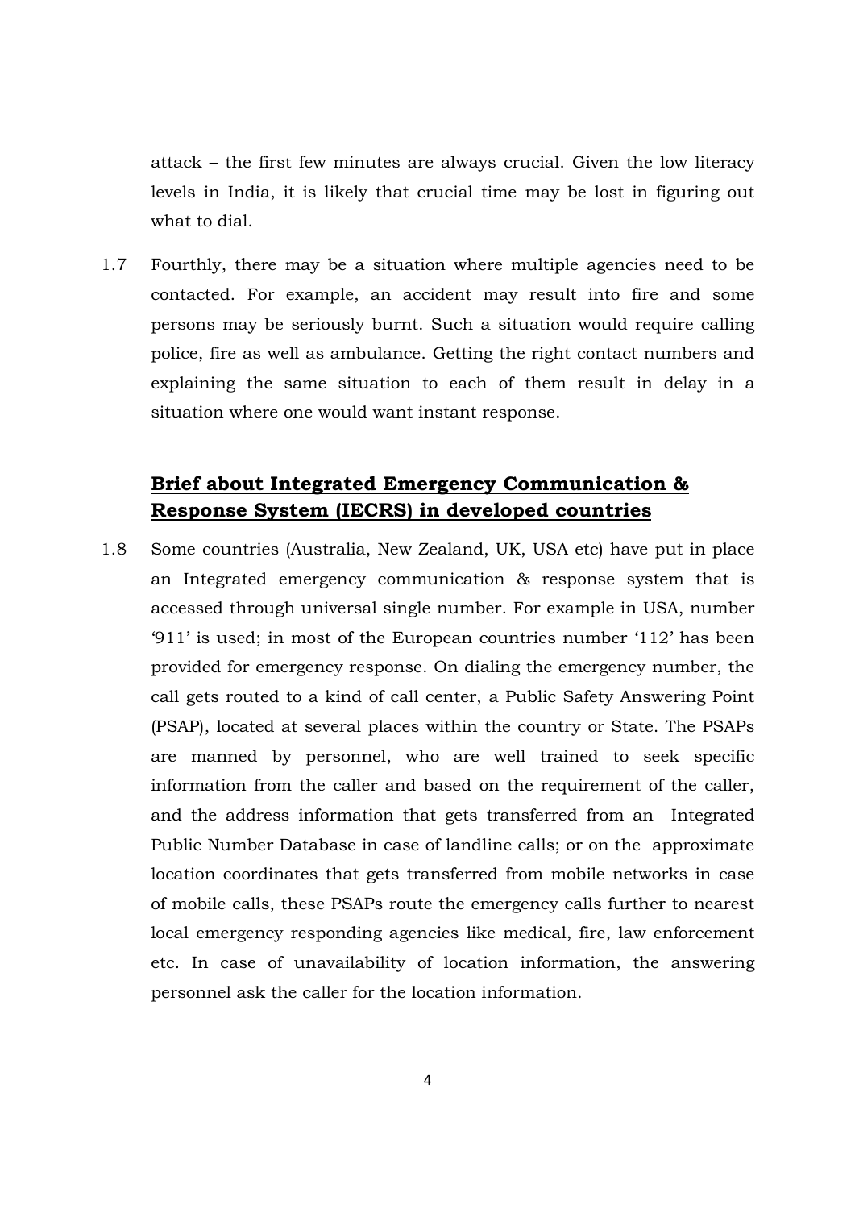attack – the first few minutes are always crucial. Given the low literacy levels in India, it is likely that crucial time may be lost in figuring out what to dial.

1.7 Fourthly, there may be a situation where multiple agencies need to be contacted. For example, an accident may result into fire and some persons may be seriously burnt. Such a situation would require calling police, fire as well as ambulance. Getting the right contact numbers and explaining the same situation to each of them result in delay in a situation where one would want instant response.

## Brief about Integrated Emergency Communication & Response System (IECRS) in developed countries

1.8 Some countries (Australia, New Zealand, UK, USA etc) have put in place an Integrated emergency communication & response system that is accessed through universal single number. For example in USA, number '911' is used; in most of the European countries number '112' has been provided for emergency response. On dialing the emergency number, the call gets routed to a kind of call center, a Public Safety Answering Point (PSAP), located at several places within the country or State. The PSAPs are manned by personnel, who are well trained to seek specific information from the caller and based on the requirement of the caller, and the address information that gets transferred from an Integrated Public Number Database in case of landline calls; or on the approximate location coordinates that gets transferred from mobile networks in case of mobile calls, these PSAPs route the emergency calls further to nearest local emergency responding agencies like medical, fire, law enforcement etc. In case of unavailability of location information, the answering personnel ask the caller for the location information.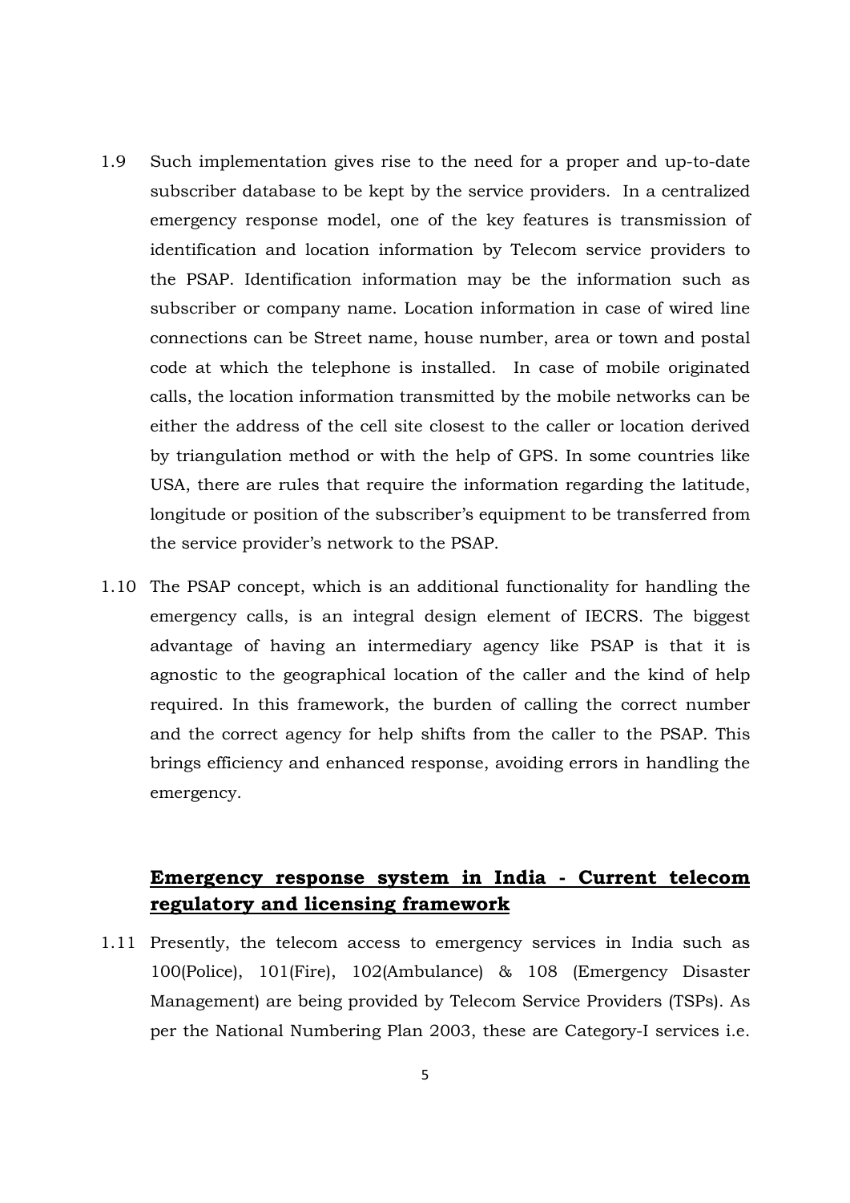1.9 Such implementation gives rise to the need for a proper and up-to-date subscriber database to be kept by the service providers. In a centralized emergency response model, one of the key features is transmission of identification and location information by Telecom service providers to the PSAP. Identification information may be the information such as subscriber or company name. Location information in case of wired line connections can be Street name, house number, area or town and postal code at which the telephone is installed. In case of mobile originated calls, the location information transmitted by the mobile networks can be either the address of the cell site closest to the caller or location derived by triangulation method or with the help of GPS. In some countries like USA, there are rules that require the information regarding the latitude, longitude or position of the subscriber's equipment to be transferred from the service provider's network to the PSAP.

1.10 The PSAP concept, which is an additional functionality for handling the emergency calls, is an integral design element of IECRS. The biggest advantage of having an intermediary agency like PSAP is that it is agnostic to the geographical location of the caller and the kind of help required. In this framework, the burden of calling the correct number and the correct agency for help shifts from the caller to the PSAP. This brings efficiency and enhanced response, avoiding errors in handling the emergency.

## Emergency response system in India - Current telecom regulatory and licensing framework

1.11 Presently, the telecom access to emergency services in India such as 100(Police), 101(Fire), 102(Ambulance) & 108 (Emergency Disaster Management) are being provided by Telecom Service Providers (TSPs). As per the National Numbering Plan 2003, these are Category-I services i.e.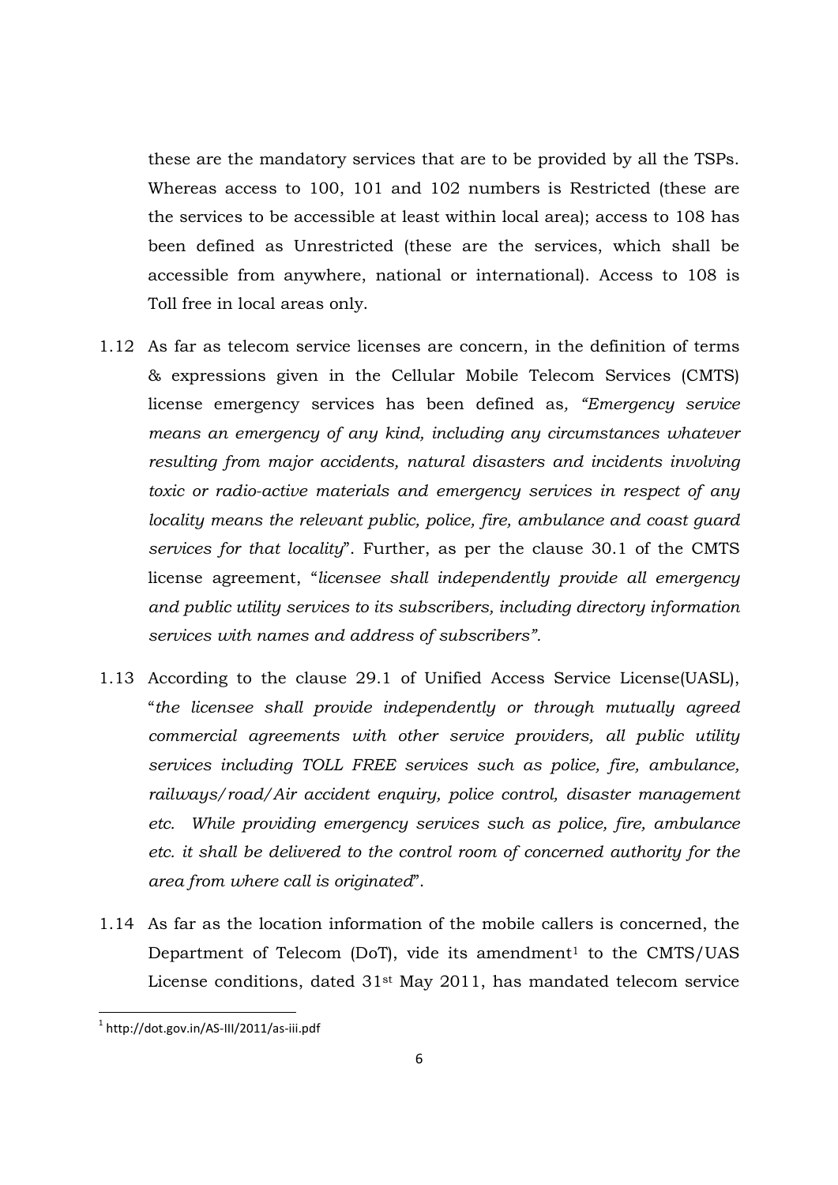these are the mandatory services that are to be provided by all the TSPs. Whereas access to 100, 101 and 102 numbers is Restricted (these are the services to be accessible at least within local area); access to 108 has been defined as Unrestricted (these are the services, which shall be accessible from anywhere, national or international). Access to 108 is Toll free in local areas only.

1.12 As far as telecom service licenses are concern, in the definition of terms & expressions given in the Cellular Mobile Telecom Services (CMTS) license emergency services has been defined as, *"Emergency service means an emergency of any kind, including any circumstances whatever resulting from major accidents, natural disasters and incidents involving toxic or radio-active materials and emergency services in respect of any locality means the relevant public, police, fire, ambulance and coast guard services for that locality*". Further, as per the clause 30.1 of the CMTS license agreement, "*licensee shall independently provide all emergency and public utility services to its subscribers, including directory information services with names and address of subscribers".*

1.13 According to the clause 29.1 of Unified Access Service License(UASL), "*the licensee shall provide independently or through mutually agreed commercial agreements with other service providers, all public utility services including TOLL FREE services such as police, fire, ambulance, railways/road/Air accident enquiry, police control, disaster management etc. While providing emergency services such as police, fire, ambulance etc. it shall be delivered to the control room of concerned authority for the area from where call is originated*".

1.14 As far as the location information of the mobile callers is concerned, the Department of Telecom (DoT), vide its amendment[1] to the CMTS/UAS License conditions, dated 31st May 2011, has mandated telecom service

[1] http://dot.gov.in/AS-III/2011/as-iii.pdf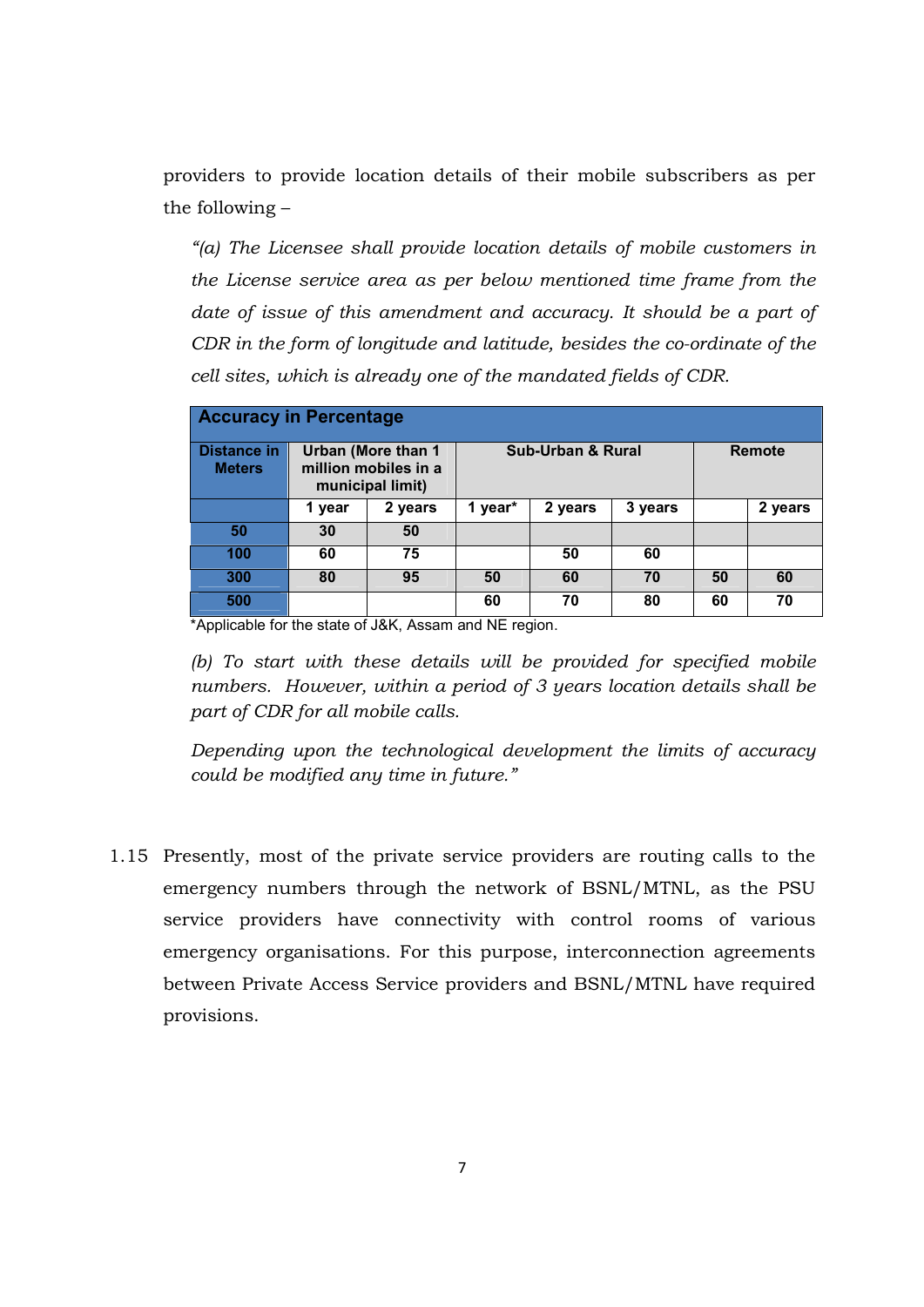providers to provide location details of their mobile subscribers as per the following –

*"(a) The Licensee shall provide location details of mobile customers in the License service area as per below mentioned time frame from the date of issue of this amendment and accuracy. It should be a part of CDR in the form of longitude and latitude, besides the co-ordinate of the cell sites, which is already one of the mandated fields of CDR.*

| Accuracy in Percentage | | | | | | | |
|---|---|---|---|---|---|---|---|
| Distance in Meters | Urban (More than 1 million mobiles in a municipal limit) | | Sub-Urban & Rural | | | Remote | |
| | 1 year | 2 years | 1 year* | 2 years | 3 years | | 2 years |
| 50 | 30 | 50 | | | | | |
| 100 | 60 | 75 | | 50 | 60 | | |
| 300 | 80 | 95 | 50 | 60 | 70 | 50 | 60 |
| 500 | | | 60 | 70 | 80 | 60 | 70 |

*Applicable for the state of J&K, Assam and NE region.

*(b) To start with these details will be provided for specified mobile numbers. However, within a period of 3 years location details shall be part of CDR for all mobile calls.*

*Depending upon the technological development the limits of accuracy could be modified any time in future."*

1.15 Presently, most of the private service providers are routing calls to the emergency numbers through the network of BSNL/MTNL, as the PSU service providers have connectivity with control rooms of various emergency organisations. For this purpose, interconnection agreements between Private Access Service providers and BSNL/MTNL have required provisions.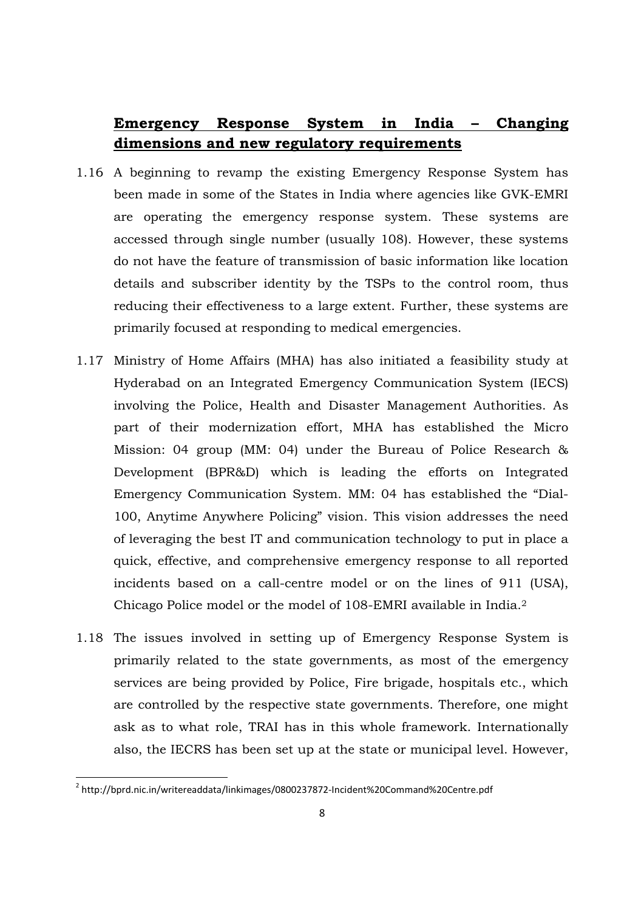## **Emergency Response System in India – Changing dimensions and new regulatory requirements**

1.16 A beginning to revamp the existing Emergency Response System has been made in some of the States in India where agencies like GVK-EMRI are operating the emergency response system. These systems are accessed through single number (usually 108). However, these systems do not have the feature of transmission of basic information like location details and subscriber identity by the TSPs to the control room, thus reducing their effectiveness to a large extent. Further, these systems are primarily focused at responding to medical emergencies.

1.17 Ministry of Home Affairs (MHA) has also initiated a feasibility study at Hyderabad on an Integrated Emergency Communication System (IECS) involving the Police, Health and Disaster Management Authorities. As part of their modernization effort, MHA has established the Micro Mission: 04 group (MM: 04) under the Bureau of Police Research & Development (BPR&D) which is leading the efforts on Integrated Emergency Communication System. MM: 04 has established the "Dial-100, Anytime Anywhere Policing" vision. This vision addresses the need of leveraging the best IT and communication technology to put in place a quick, effective, and comprehensive emergency response to all reported incidents based on a call-centre model or on the lines of 911 (USA), Chicago Police model or the model of 108-EMRI available in India.[2]

1.18 The issues involved in setting up of Emergency Response System is primarily related to the state governments, as most of the emergency services are being provided by Police, Fire brigade, hospitals etc., which are controlled by the respective state governments. Therefore, one might ask as to what role, TRAI has in this whole framework. Internationally also, the IECRS has been set up at the state or municipal level. However,

[2] http://bprd.nic.in/writereaddata/linkimages/0800237872-Incident%20Command%20Centre.pdf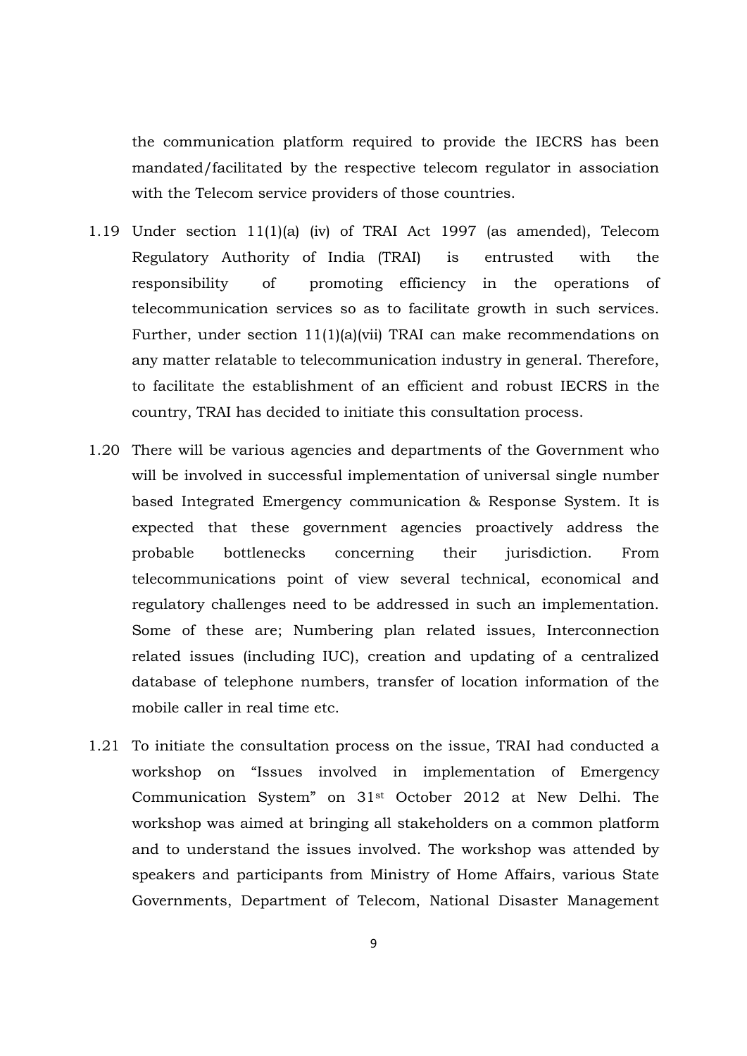the communication platform required to provide the IECRS has been mandated/facilitated by the respective telecom regulator in association with the Telecom service providers of those countries.

1.19 Under section 11(1)(a) (iv) of TRAI Act 1997 (as amended), Telecom Regulatory Authority of India (TRAI) is entrusted with the responsibility of promoting efficiency in the operations of telecommunication services so as to facilitate growth in such services. Further, under section 11(1)(a)(vii) TRAI can make recommendations on any matter relatable to telecommunication industry in general. Therefore, to facilitate the establishment of an efficient and robust IECRS in the country, TRAI has decided to initiate this consultation process.

1.20 There will be various agencies and departments of the Government who will be involved in successful implementation of universal single number based Integrated Emergency communication & Response System. It is expected that these government agencies proactively address the probable bottlenecks concerning their jurisdiction. From telecommunications point of view several technical, economical and regulatory challenges need to be addressed in such an implementation. Some of these are; Numbering plan related issues, Interconnection related issues (including IUC), creation and updating of a centralized database of telephone numbers, transfer of location information of the mobile caller in real time etc.

1.21 To initiate the consultation process on the issue, TRAI had conducted a workshop on "Issues involved in implementation of Emergency Communication System" on 31st October 2012 at New Delhi. The workshop was aimed at bringing all stakeholders on a common platform and to understand the issues involved. The workshop was attended by speakers and participants from Ministry of Home Affairs, various State Governments, Department of Telecom, National Disaster Management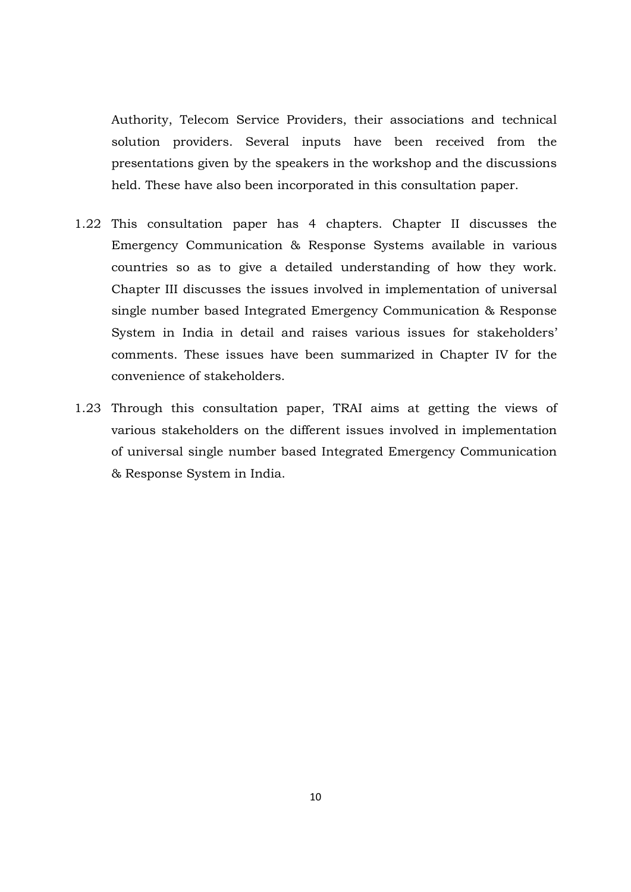Authority, Telecom Service Providers, their associations and technical solution providers. Several inputs have been received from the presentations given by the speakers in the workshop and the discussions held. These have also been incorporated in this consultation paper.

1.22 This consultation paper has 4 chapters. Chapter II discusses the Emergency Communication & Response Systems available in various countries so as to give a detailed understanding of how they work. Chapter III discusses the issues involved in implementation of universal single number based Integrated Emergency Communication & Response System in India in detail and raises various issues for stakeholders' comments. These issues have been summarized in Chapter IV for the convenience of stakeholders.

1.23 Through this consultation paper, TRAI aims at getting the views of various stakeholders on the different issues involved in implementation of universal single number based Integrated Emergency Communication & Response System in India.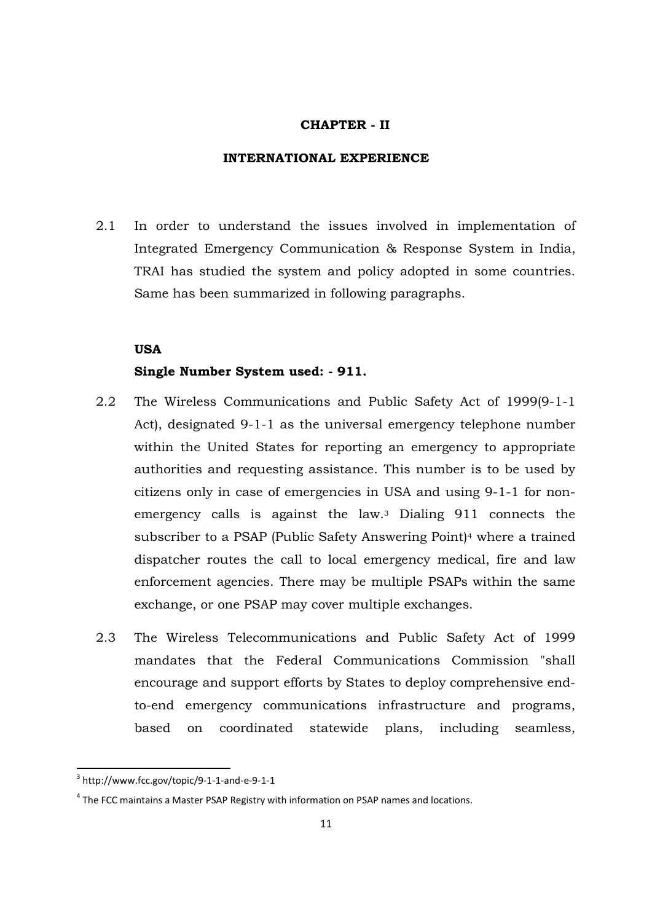# CHAPTER - II

## INTERNATIONAL EXPERIENCE

2.1 In order to understand the issues involved in implementation of Integrated Emergency Communication & Response System in India, TRAI has studied the system and policy adopted in some countries. Same has been summarized in following paragraphs.

### USA

**Single Number System used: - 911.**

2.2 The Wireless Communications and Public Safety Act of 1999(9-1-1 Act), designated 9-1-1 as the universal emergency telephone number within the United States for reporting an emergency to appropriate authorities and requesting assistance. This number is to be used by citizens only in case of emergencies in USA and using 9-1-1 for non-emergency calls is against the law.[3] Dialing 911 connects the subscriber to a PSAP (Public Safety Answering Point)[4] where a trained dispatcher routes the call to local emergency medical, fire and law enforcement agencies. There may be multiple PSAPs within the same exchange, or one PSAP may cover multiple exchanges.

2.3 The Wireless Telecommunications and Public Safety Act of 1999 mandates that the Federal Communications Commission "shall encourage and support efforts by States to deploy comprehensive end-to-end emergency communications infrastructure and programs, based on coordinated statewide plans, including seamless,

---

[3] http://www.fcc.gov/topic/9-1-1-and-e-9-1-1

[4] The FCC maintains a Master PSAP Registry with information on PSAP names and locations.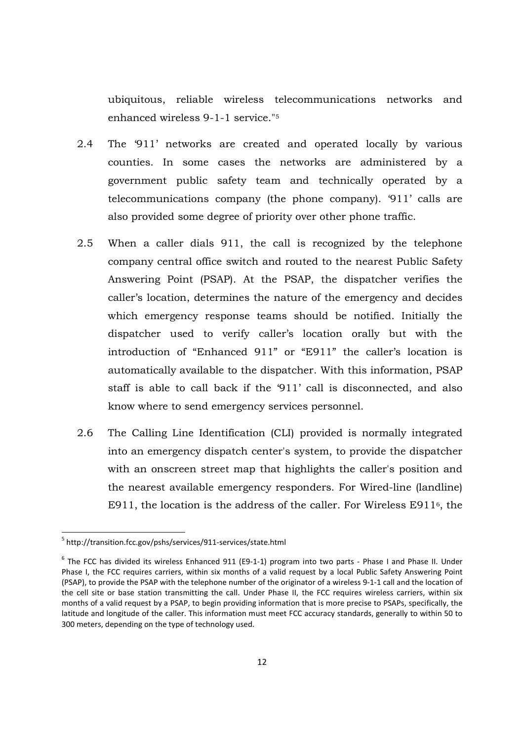ubiquitous, reliable wireless telecommunications networks and enhanced wireless 9-1-1 service."[5]

2.4 The '911' networks are created and operated locally by various counties. In some cases the networks are administered by a government public safety team and technically operated by a telecommunications company (the phone company). '911' calls are also provided some degree of priority over other phone traffic.

2.5 When a caller dials 911, the call is recognized by the telephone company central office switch and routed to the nearest Public Safety Answering Point (PSAP). At the PSAP, the dispatcher verifies the caller's location, determines the nature of the emergency and decides which emergency response teams should be notified. Initially the dispatcher used to verify caller's location orally but with the introduction of "Enhanced 911" or "E911" the caller's location is automatically available to the dispatcher. With this information, PSAP staff is able to call back if the '911' call is disconnected, and also know where to send emergency services personnel.

2.6 The Calling Line Identification (CLI) provided is normally integrated into an emergency dispatch center's system, to provide the dispatcher with an onscreen street map that highlights the caller's position and the nearest available emergency responders. For Wired-line (landline) E911, the location is the address of the caller. For Wireless E911[6], the

---

[5] http://transition.fcc.gov/pshs/services/911-services/state.html

[6] The FCC has divided its wireless Enhanced 911 (E9-1-1) program into two parts - Phase I and Phase II. Under Phase I, the FCC requires carriers, within six months of a valid request by a local Public Safety Answering Point (PSAP), to provide the PSAP with the telephone number of the originator of a wireless 9-1-1 call and the location of the cell site or base station transmitting the call. Under Phase II, the FCC requires wireless carriers, within six months of a valid request by a PSAP, to begin providing information that is more precise to PSAPs, specifically, the latitude and longitude of the caller. This information must meet FCC accuracy standards, generally to within 50 to 300 meters, depending on the type of technology used.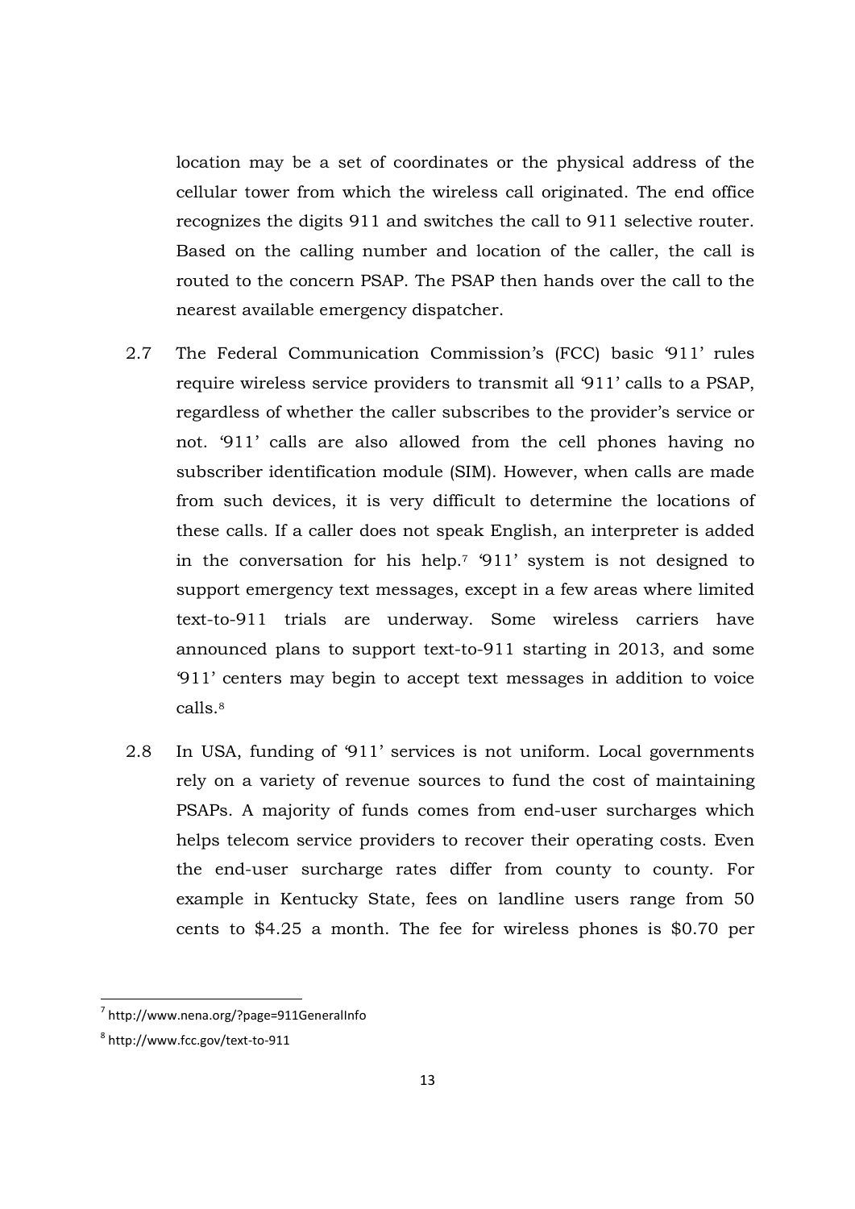location may be a set of coordinates or the physical address of the cellular tower from which the wireless call originated. The end office recognizes the digits 911 and switches the call to 911 selective router. Based on the calling number and location of the caller, the call is routed to the concern PSAP. The PSAP then hands over the call to the nearest available emergency dispatcher.

2.7 The Federal Communication Commission's (FCC) basic '911' rules require wireless service providers to transmit all '911' calls to a PSAP, regardless of whether the caller subscribes to the provider's service or not. '911' calls are also allowed from the cell phones having no subscriber identification module (SIM). However, when calls are made from such devices, it is very difficult to determine the locations of these calls. If a caller does not speak English, an interpreter is added in the conversation for his help.[7] '911' system is not designed to support emergency text messages, except in a few areas where limited text-to-911 trials are underway. Some wireless carriers have announced plans to support text-to-911 starting in 2013, and some '911' centers may begin to accept text messages in addition to voice calls.[8]

2.8 In USA, funding of '911' services is not uniform. Local governments rely on a variety of revenue sources to fund the cost of maintaining PSAPs. A majority of funds comes from end-user surcharges which helps telecom service providers to recover their operating costs. Even the end-user surcharge rates differ from county to county. For example in Kentucky State, fees on landline users range from 50 cents to $4.25 a month. The fee for wireless phones is $0.70 per

---

[7] http://www.nena.org/?page=911GeneralInfo

[8] http://www.fcc.gov/text-to-911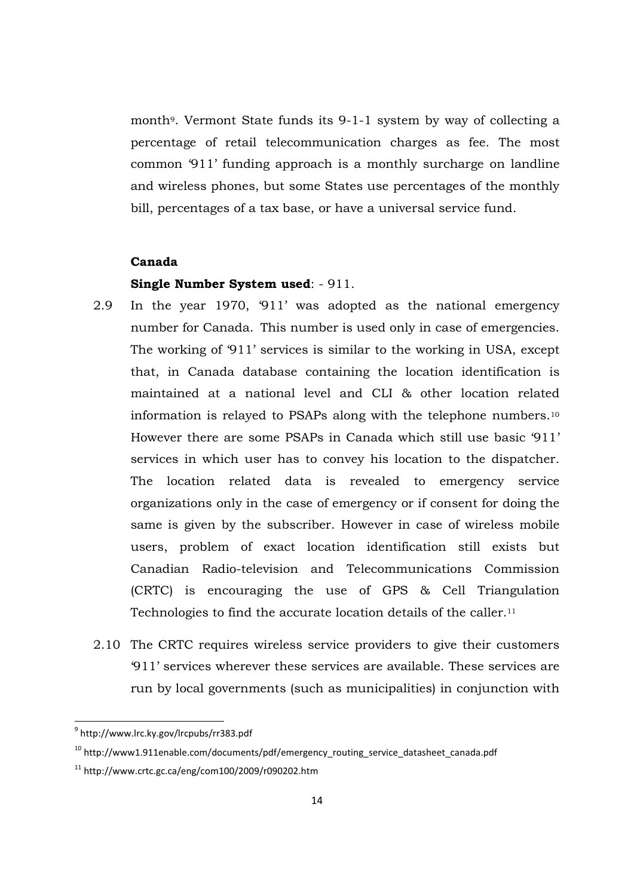month[9]. Vermont State funds its 9-1-1 system by way of collecting a percentage of retail telecommunication charges as fee. The most common '911' funding approach is a monthly surcharge on landline and wireless phones, but some States use percentages of the monthly bill, percentages of a tax base, or have a universal service fund.

**Canada**

**Single Number System used**: - 911.

2.9 In the year 1970, '911' was adopted as the national emergency number for Canada. This number is used only in case of emergencies. The working of '911' services is similar to the working in USA, except that, in Canada database containing the location identification is maintained at a national level and CLI & other location related information is relayed to PSAPs along with the telephone numbers.[10] However there are some PSAPs in Canada which still use basic '911' services in which user has to convey his location to the dispatcher. The location related data is revealed to emergency service organizations only in the case of emergency or if consent for doing the same is given by the subscriber. However in case of wireless mobile users, problem of exact location identification still exists but Canadian Radio-television and Telecommunications Commission (CRTC) is encouraging the use of GPS & Cell Triangulation Technologies to find the accurate location details of the caller.[11]

2.10 The CRTC requires wireless service providers to give their customers '911' services wherever these services are available. These services are run by local governments (such as municipalities) in conjunction with

---

[9] http://www.lrc.ky.gov/lrcpubs/rr383.pdf

[10] http://www1.911enable.com/documents/pdf/emergency_routing_service_datasheet_canada.pdf

[11] http://www.crtc.gc.ca/eng/com100/2009/r090202.htm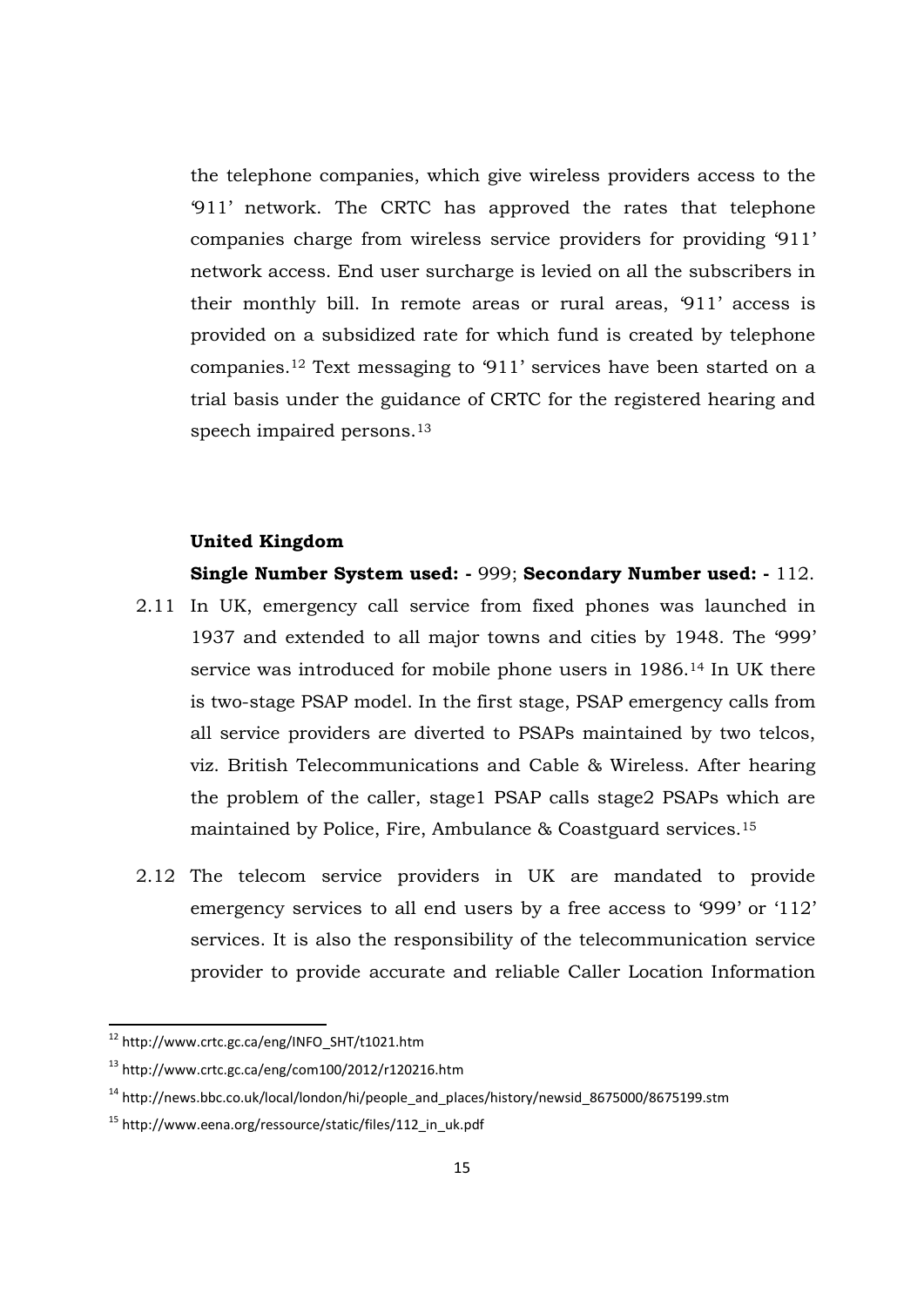the telephone companies, which give wireless providers access to the '911' network. The CRTC has approved the rates that telephone companies charge from wireless service providers for providing '911' network access. End user surcharge is levied on all the subscribers in their monthly bill. In remote areas or rural areas, '911' access is provided on a subsidized rate for which fund is created by telephone companies.[12] Text messaging to '911' services have been started on a trial basis under the guidance of CRTC for the registered hearing and speech impaired persons.[13]

### United Kingdom

**Single Number System used: -** 999; **Secondary Number used: -** 112.

2.11 In UK, emergency call service from fixed phones was launched in 1937 and extended to all major towns and cities by 1948. The '999' service was introduced for mobile phone users in 1986.[14] In UK there is two-stage PSAP model. In the first stage, PSAP emergency calls from all service providers are diverted to PSAPs maintained by two telcos, viz. British Telecommunications and Cable & Wireless. After hearing the problem of the caller, stage1 PSAP calls stage2 PSAPs which are maintained by Police, Fire, Ambulance & Coastguard services.[15]

2.12 The telecom service providers in UK are mandated to provide emergency services to all end users by a free access to '999' or '112' services. It is also the responsibility of the telecommunication service provider to provide accurate and reliable Caller Location Information

---

[12] http://www.crtc.gc.ca/eng/INFO_SHT/t1021.htm

[13] http://www.crtc.gc.ca/eng/com100/2012/r120216.htm

[14] http://news.bbc.co.uk/local/london/hi/people_and_places/history/newsid_8675000/8675199.stm

[15] http://www.eena.org/ressource/static/files/112_in_uk.pdf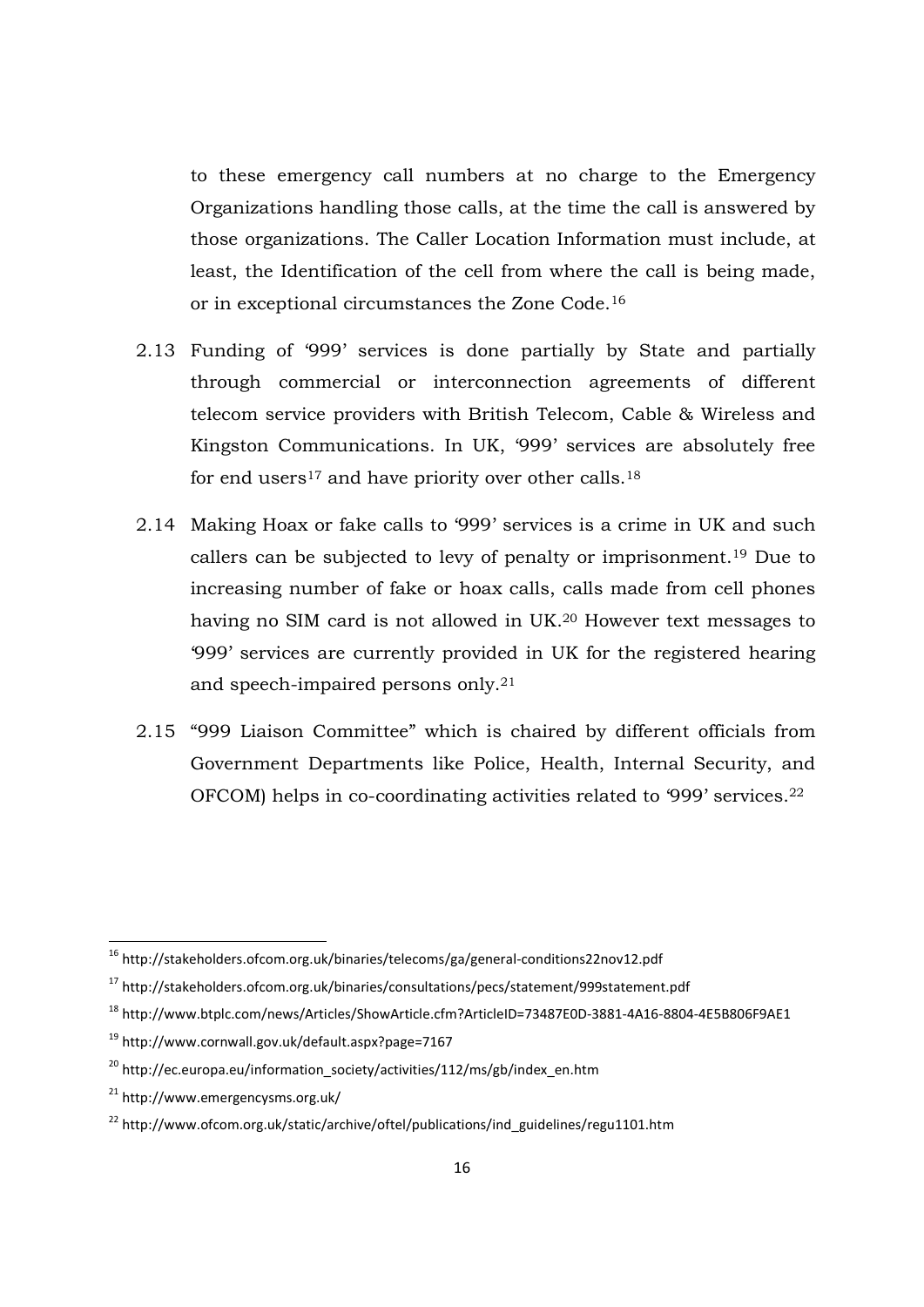to these emergency call numbers at no charge to the Emergency Organizations handling those calls, at the time the call is answered by those organizations. The Caller Location Information must include, at least, the Identification of the cell from where the call is being made, or in exceptional circumstances the Zone Code.[16]

2.13 Funding of '999' services is done partially by State and partially through commercial or interconnection agreements of different telecom service providers with British Telecom, Cable & Wireless and Kingston Communications. In UK, '999' services are absolutely free for end users[17] and have priority over other calls.[18]

2.14 Making Hoax or fake calls to '999' services is a crime in UK and such callers can be subjected to levy of penalty or imprisonment.[19] Due to increasing number of fake or hoax calls, calls made from cell phones having no SIM card is not allowed in UK.[20] However text messages to '999' services are currently provided in UK for the registered hearing and speech-impaired persons only.[21]

2.15 "999 Liaison Committee" which is chaired by different officials from Government Departments like Police, Health, Internal Security, and OFCOM) helps in co-coordinating activities related to '999' services.[22]

---

[16] http://stakeholders.ofcom.org.uk/binaries/telecoms/ga/general-conditions22nov12.pdf

[17] http://stakeholders.ofcom.org.uk/binaries/consultations/pecs/statement/999statement.pdf

[18] http://www.btplc.com/news/Articles/ShowArticle.cfm?ArticleID=73487E0D-3881-4A16-8804-4E5B806F9AE1

[19] http://www.cornwall.gov.uk/default.aspx?page=7167

[20] http://ec.europa.eu/information_society/activities/112/ms/gb/index_en.htm

[21] http://www.emergencysms.org.uk/

[22] http://www.ofcom.org.uk/static/archive/oftel/publications/ind_guidelines/regu1101.htm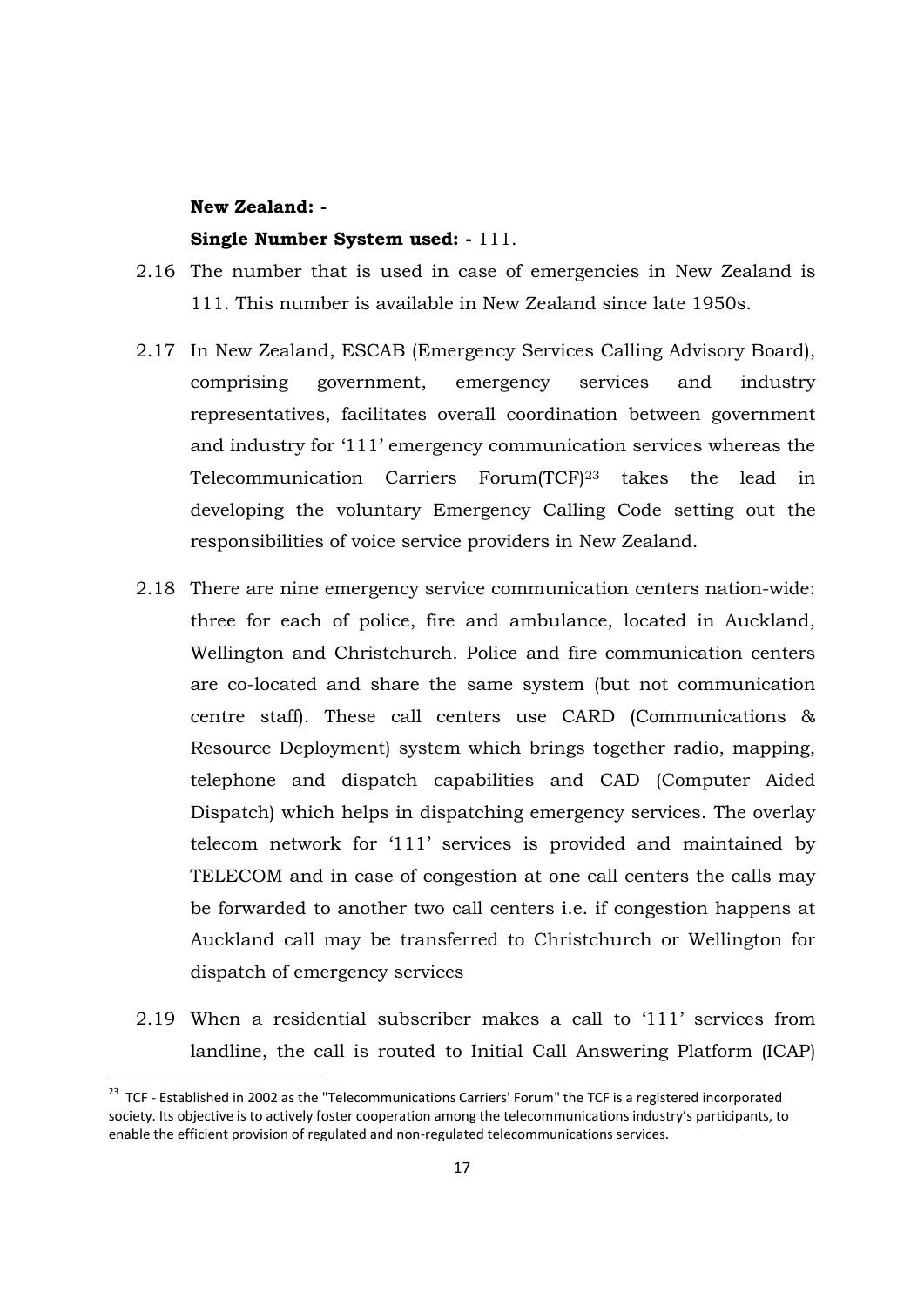**New Zealand: -**

**Single Number System used: -** 111.

2.16 The number that is used in case of emergencies in New Zealand is 111. This number is available in New Zealand since late 1950s.

2.17 In New Zealand, ESCAB (Emergency Services Calling Advisory Board), comprising government, emergency services and industry representatives, facilitates overall coordination between government and industry for '111' emergency communication services whereas the Telecommunication Carriers Forum(TCF)[23] takes the lead in developing the voluntary Emergency Calling Code setting out the responsibilities of voice service providers in New Zealand.

2.18 There are nine emergency service communication centers nation-wide: three for each of police, fire and ambulance, located in Auckland, Wellington and Christchurch. Police and fire communication centers are co-located and share the same system (but not communication centre staff). These call centers use CARD (Communications & Resource Deployment) system which brings together radio, mapping, telephone and dispatch capabilities and CAD (Computer Aided Dispatch) which helps in dispatching emergency services. The overlay telecom network for '111' services is provided and maintained by TELECOM and in case of congestion at one call centers the calls may be forwarded to another two call centers i.e. if congestion happens at Auckland call may be transferred to Christchurch or Wellington for dispatch of emergency services

2.19 When a residential subscriber makes a call to '111' services from landline, the call is routed to Initial Call Answering Platform (ICAP)

---

[23] TCF - Established in 2002 as the "Telecommunications Carriers' Forum" the TCF is a registered incorporated society. Its objective is to actively foster cooperation among the telecommunications industry's participants, to enable the efficient provision of regulated and non-regulated telecommunications services.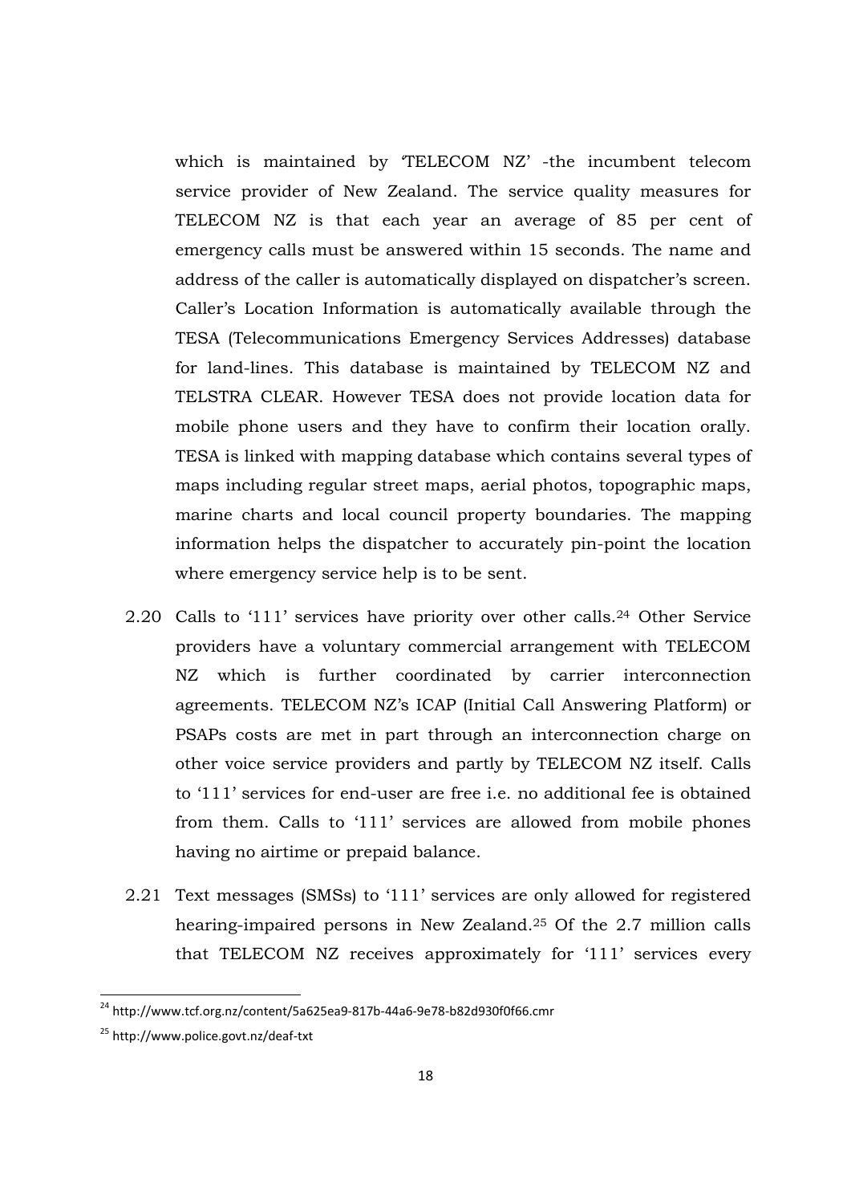which is maintained by 'TELECOM NZ' -the incumbent telecom service provider of New Zealand. The service quality measures for TELECOM NZ is that each year an average of 85 per cent of emergency calls must be answered within 15 seconds. The name and address of the caller is automatically displayed on dispatcher's screen. Caller's Location Information is automatically available through the TESA (Telecommunications Emergency Services Addresses) database for land-lines. This database is maintained by TELECOM NZ and TELSTRA CLEAR. However TESA does not provide location data for mobile phone users and they have to confirm their location orally. TESA is linked with mapping database which contains several types of maps including regular street maps, aerial photos, topographic maps, marine charts and local council property boundaries. The mapping information helps the dispatcher to accurately pin-point the location where emergency service help is to be sent.

2.20 Calls to '111' services have priority over other calls.[24] Other Service providers have a voluntary commercial arrangement with TELECOM NZ which is further coordinated by carrier interconnection agreements. TELECOM NZ's ICAP (Initial Call Answering Platform) or PSAPs costs are met in part through an interconnection charge on other voice service providers and partly by TELECOM NZ itself. Calls to '111' services for end-user are free i.e. no additional fee is obtained from them. Calls to '111' services are allowed from mobile phones having no airtime or prepaid balance.

2.21 Text messages (SMSs) to '111' services are only allowed for registered hearing-impaired persons in New Zealand.[25] Of the 2.7 million calls that TELECOM NZ receives approximately for '111' services every

[24] http://www.tcf.org.nz/content/5a625ea9-817b-44a6-9e78-b82d930f0f66.cmr

[25] http://www.police.govt.nz/deaf-txt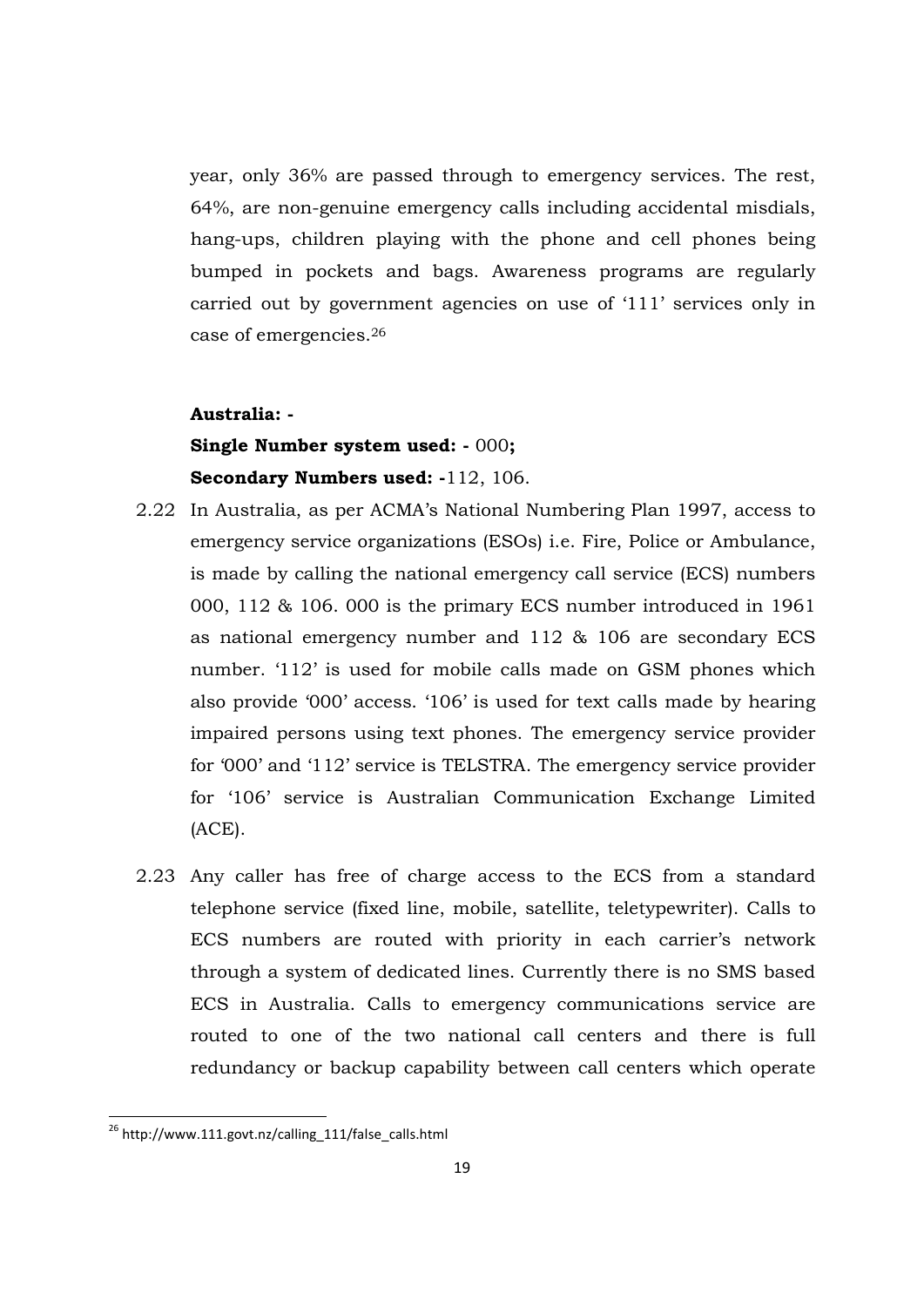year, only 36% are passed through to emergency services. The rest, 64%, are non-genuine emergency calls including accidental misdials, hang-ups, children playing with the phone and cell phones being bumped in pockets and bags. Awareness programs are regularly carried out by government agencies on use of '111' services only in case of emergencies.[26]

**Australia: -**

**Single Number system used: -** 000**;**

**Secondary Numbers used: -**112, 106.

2.22 In Australia, as per ACMA's National Numbering Plan 1997, access to emergency service organizations (ESOs) i.e. Fire, Police or Ambulance, is made by calling the national emergency call service (ECS) numbers 000, 112 & 106. 000 is the primary ECS number introduced in 1961 as national emergency number and 112 & 106 are secondary ECS number. '112' is used for mobile calls made on GSM phones which also provide '000' access. '106' is used for text calls made by hearing impaired persons using text phones. The emergency service provider for '000' and '112' service is TELSTRA. The emergency service provider for '106' service is Australian Communication Exchange Limited (ACE).

2.23 Any caller has free of charge access to the ECS from a standard telephone service (fixed line, mobile, satellite, teletypewriter). Calls to ECS numbers are routed with priority in each carrier's network through a system of dedicated lines. Currently there is no SMS based ECS in Australia. Calls to emergency communications service are routed to one of the two national call centers and there is full redundancy or backup capability between call centers which operate

[26] http://www.111.govt.nz/calling_111/false_calls.html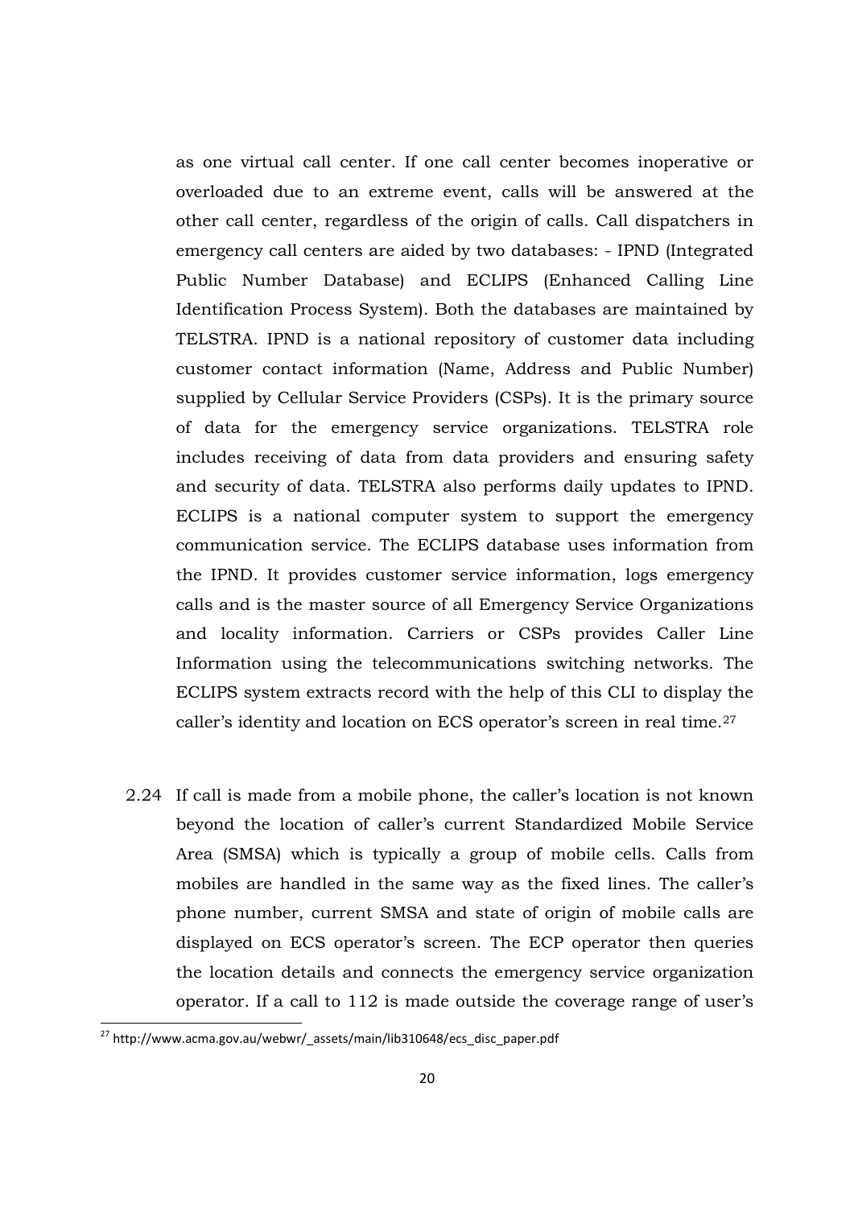as one virtual call center. If one call center becomes inoperative or overloaded due to an extreme event, calls will be answered at the other call center, regardless of the origin of calls. Call dispatchers in emergency call centers are aided by two databases: - IPND (Integrated Public Number Database) and ECLIPS (Enhanced Calling Line Identification Process System). Both the databases are maintained by TELSTRA. IPND is a national repository of customer data including customer contact information (Name, Address and Public Number) supplied by Cellular Service Providers (CSPs). It is the primary source of data for the emergency service organizations. TELSTRA role includes receiving of data from data providers and ensuring safety and security of data. TELSTRA also performs daily updates to IPND. ECLIPS is a national computer system to support the emergency communication service. The ECLIPS database uses information from the IPND. It provides customer service information, logs emergency calls and is the master source of all Emergency Service Organizations and locality information. Carriers or CSPs provides Caller Line Information using the telecommunications switching networks. The ECLIPS system extracts record with the help of this CLI to display the caller's identity and location on ECS operator's screen in real time.[27]

2.24 If call is made from a mobile phone, the caller's location is not known beyond the location of caller's current Standardized Mobile Service Area (SMSA) which is typically a group of mobile cells. Calls from mobiles are handled in the same way as the fixed lines. The caller's phone number, current SMSA and state of origin of mobile calls are displayed on ECS operator's screen. The ECP operator then queries the location details and connects the emergency service organization operator. If a call to 112 is made outside the coverage range of user's

[27] http://www.acma.gov.au/webwr/_assets/main/lib310648/ecs_disc_paper.pdf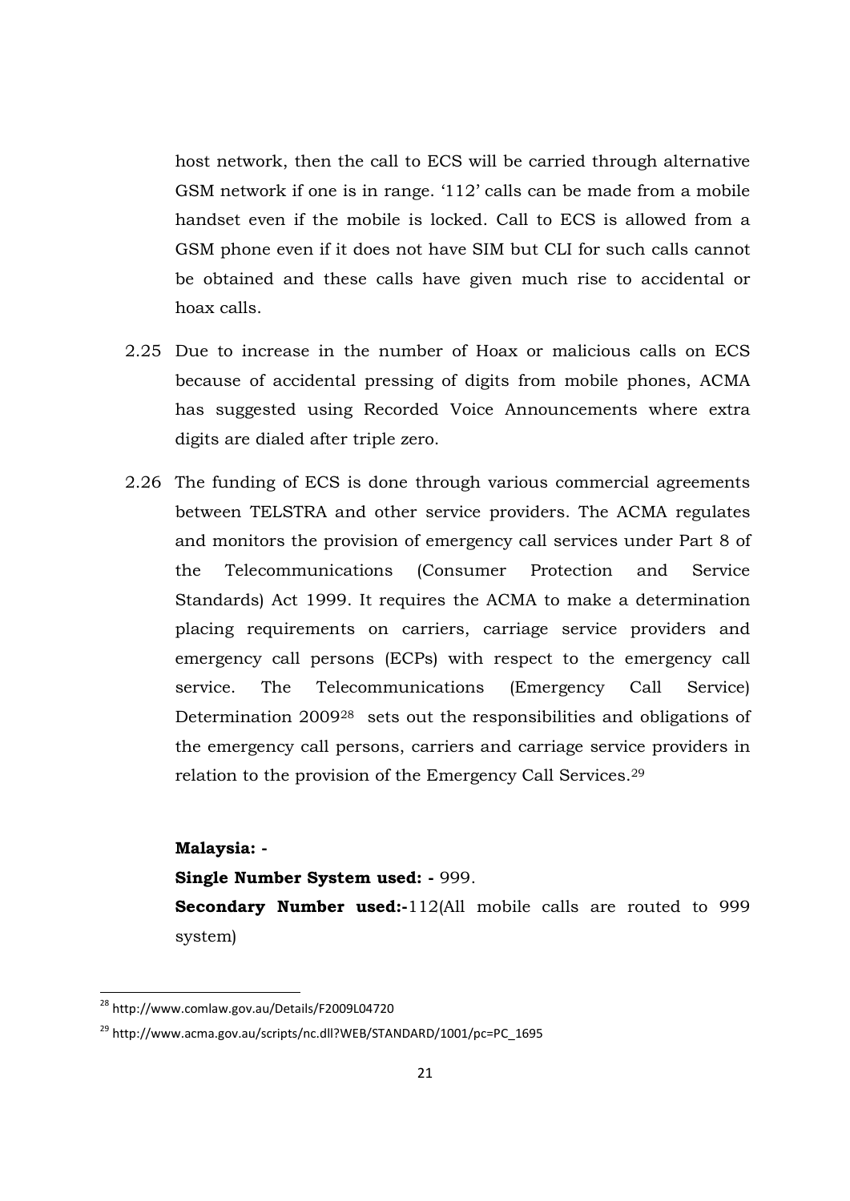host network, then the call to ECS will be carried through alternative GSM network if one is in range. '112' calls can be made from a mobile handset even if the mobile is locked. Call to ECS is allowed from a GSM phone even if it does not have SIM but CLI for such calls cannot be obtained and these calls have given much rise to accidental or hoax calls.

2.25 Due to increase in the number of Hoax or malicious calls on ECS because of accidental pressing of digits from mobile phones, ACMA has suggested using Recorded Voice Announcements where extra digits are dialed after triple zero.

2.26 The funding of ECS is done through various commercial agreements between TELSTRA and other service providers. The ACMA regulates and monitors the provision of emergency call services under Part 8 of the Telecommunications (Consumer Protection and Service Standards) Act 1999. It requires the ACMA to make a determination placing requirements on carriers, carriage service providers and emergency call persons (ECPs) with respect to the emergency call service. The Telecommunications (Emergency Call Service) Determination 2009[28] sets out the responsibilities and obligations of the emergency call persons, carriers and carriage service providers in relation to the provision of the Emergency Call Services.[29]

**Malaysia: -**

**Single Number System used: -** 999.

**Secondary Number used:-**112(All mobile calls are routed to 999 system)

---

[28] http://www.comlaw.gov.au/Details/F2009L04720

[29] http://www.acma.gov.au/scripts/nc.dll?WEB/STANDARD/1001/pc=PC_1695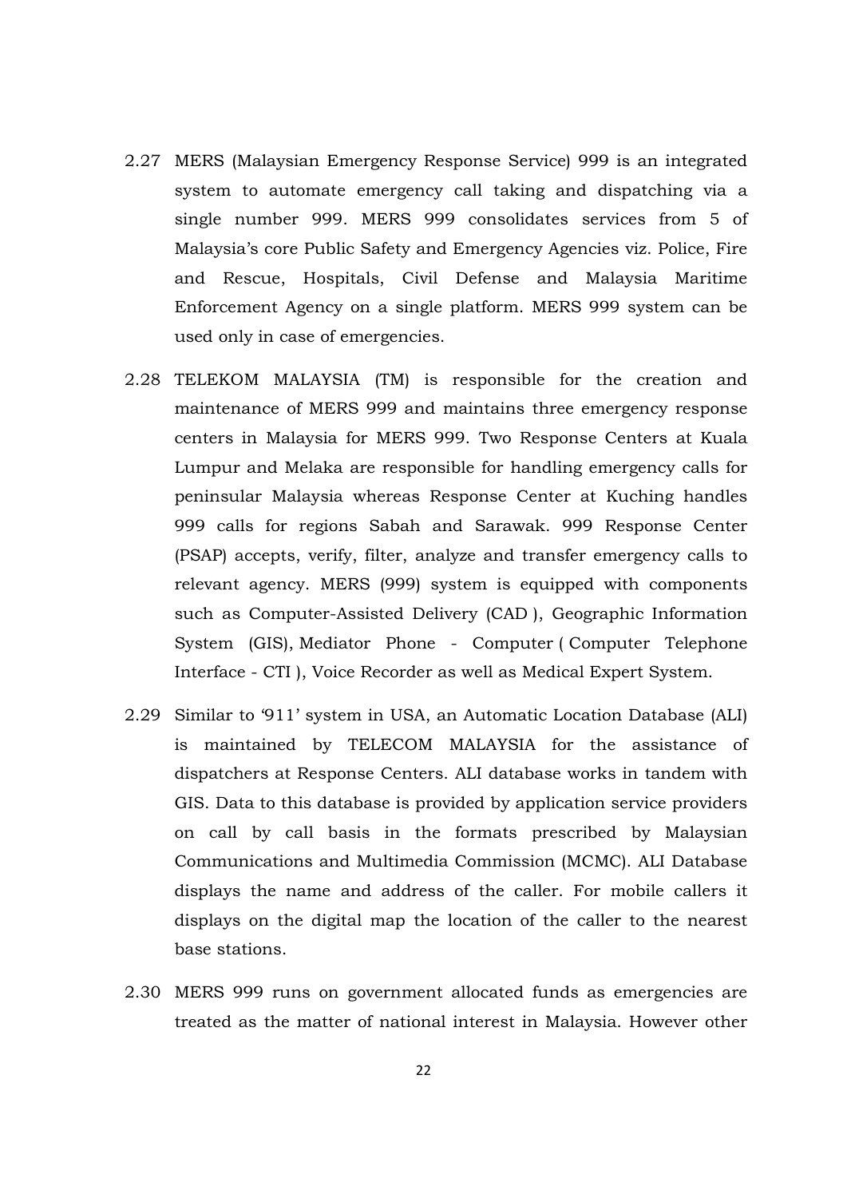2.27 MERS (Malaysian Emergency Response Service) 999 is an integrated system to automate emergency call taking and dispatching via a single number 999. MERS 999 consolidates services from 5 of Malaysia's core Public Safety and Emergency Agencies viz. Police, Fire and Rescue, Hospitals, Civil Defense and Malaysia Maritime Enforcement Agency on a single platform. MERS 999 system can be used only in case of emergencies.

2.28 TELEKOM MALAYSIA (TM) is responsible for the creation and maintenance of MERS 999 and maintains three emergency response centers in Malaysia for MERS 999. Two Response Centers at Kuala Lumpur and Melaka are responsible for handling emergency calls for peninsular Malaysia whereas Response Center at Kuching handles 999 calls for regions Sabah and Sarawak. 999 Response Center (PSAP) accepts, verify, filter, analyze and transfer emergency calls to relevant agency. MERS (999) system is equipped with components such as Computer-Assisted Delivery (CAD ), Geographic Information System (GIS), Mediator Phone - Computer ( Computer Telephone Interface - CTI ), Voice Recorder as well as Medical Expert System.

2.29 Similar to '911' system in USA, an Automatic Location Database (ALI) is maintained by TELECOM MALAYSIA for the assistance of dispatchers at Response Centers. ALI database works in tandem with GIS. Data to this database is provided by application service providers on call by call basis in the formats prescribed by Malaysian Communications and Multimedia Commission (MCMC). ALI Database displays the name and address of the caller. For mobile callers it displays on the digital map the location of the caller to the nearest base stations.

2.30 MERS 999 runs on government allocated funds as emergencies are treated as the matter of national interest in Malaysia. However other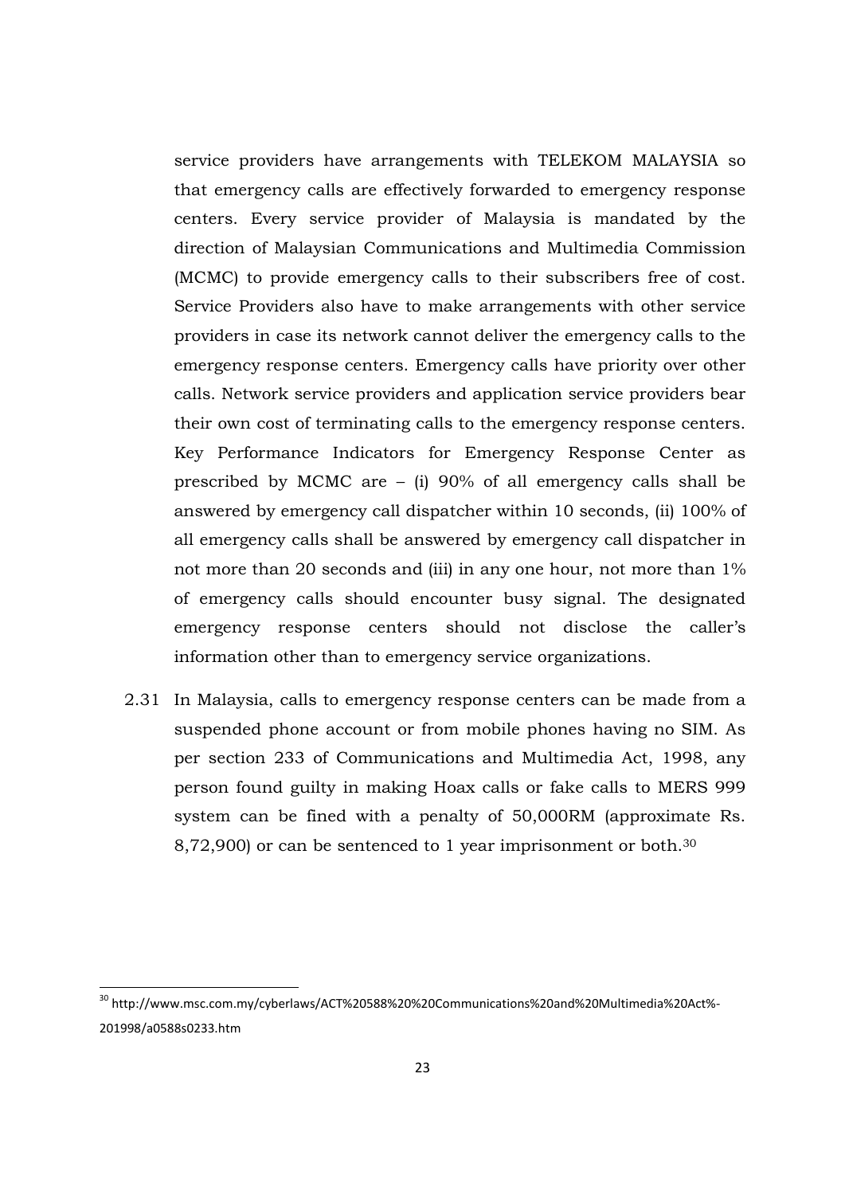service providers have arrangements with TELEKOM MALAYSIA so that emergency calls are effectively forwarded to emergency response centers. Every service provider of Malaysia is mandated by the direction of Malaysian Communications and Multimedia Commission (MCMC) to provide emergency calls to their subscribers free of cost. Service Providers also have to make arrangements with other service providers in case its network cannot deliver the emergency calls to the emergency response centers. Emergency calls have priority over other calls. Network service providers and application service providers bear their own cost of terminating calls to the emergency response centers. Key Performance Indicators for Emergency Response Center as prescribed by MCMC are – (i) 90% of all emergency calls shall be answered by emergency call dispatcher within 10 seconds, (ii) 100% of all emergency calls shall be answered by emergency call dispatcher in not more than 20 seconds and (iii) in any one hour, not more than 1% of emergency calls should encounter busy signal. The designated emergency response centers should not disclose the caller's information other than to emergency service organizations.

2.31 In Malaysia, calls to emergency response centers can be made from a suspended phone account or from mobile phones having no SIM. As per section 233 of Communications and Multimedia Act, 1998, any person found guilty in making Hoax calls or fake calls to MERS 999 system can be fined with a penalty of 50,000RM (approximate Rs. 8,72,900) or can be sentenced to 1 year imprisonment or both.[30]

---

[30] http://www.msc.com.my/cyberlaws/ACT%20588%20%20Communications%20and%20Multimedia%20Act%-201998/a0588s0233.htm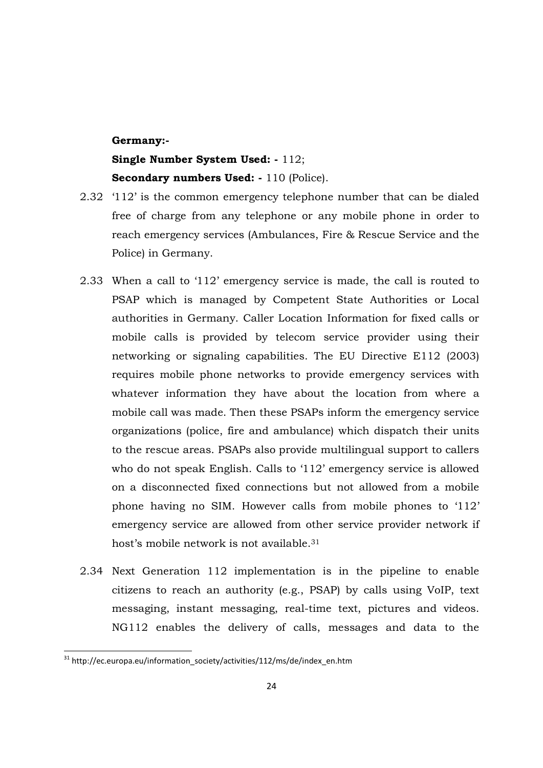**Germany:-**

**Single Number System Used: -** 112;

**Secondary numbers Used: -** 110 (Police).

2.32 '112' is the common emergency telephone number that can be dialed free of charge from any telephone or any mobile phone in order to reach emergency services (Ambulances, Fire & Rescue Service and the Police) in Germany.

2.33 When a call to '112' emergency service is made, the call is routed to PSAP which is managed by Competent State Authorities or Local authorities in Germany. Caller Location Information for fixed calls or mobile calls is provided by telecom service provider using their networking or signaling capabilities. The EU Directive E112 (2003) requires mobile phone networks to provide emergency services with whatever information they have about the location from where a mobile call was made. Then these PSAPs inform the emergency service organizations (police, fire and ambulance) which dispatch their units to the rescue areas. PSAPs also provide multilingual support to callers who do not speak English. Calls to '112' emergency service is allowed on a disconnected fixed connections but not allowed from a mobile phone having no SIM. However calls from mobile phones to '112' emergency service are allowed from other service provider network if host's mobile network is not available.[31]

2.34 Next Generation 112 implementation is in the pipeline to enable citizens to reach an authority (e.g., PSAP) by calls using VoIP, text messaging, instant messaging, real-time text, pictures and videos. NG112 enables the delivery of calls, messages and data to the

[31] http://ec.europa.eu/information_society/activities/112/ms/de/index_en.htm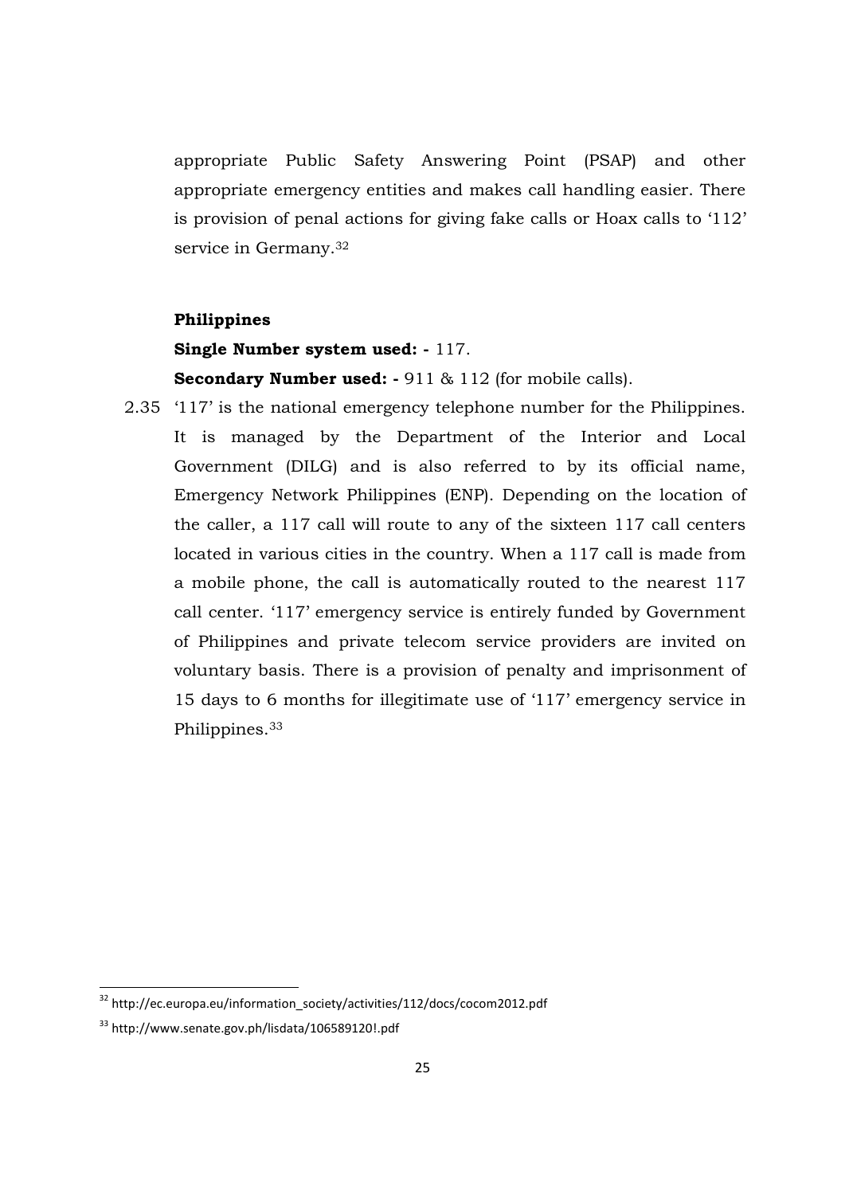appropriate Public Safety Answering Point (PSAP) and other appropriate emergency entities and makes call handling easier. There is provision of penal actions for giving fake calls or Hoax calls to '112' service in Germany.[32]

**Philippines**

**Single Number system used: -** 117.

**Secondary Number used: -** 911 & 112 (for mobile calls).

2.35 '117' is the national emergency telephone number for the Philippines. It is managed by the Department of the Interior and Local Government (DILG) and is also referred to by its official name, Emergency Network Philippines (ENP). Depending on the location of the caller, a 117 call will route to any of the sixteen 117 call centers located in various cities in the country. When a 117 call is made from a mobile phone, the call is automatically routed to the nearest 117 call center. '117' emergency service is entirely funded by Government of Philippines and private telecom service providers are invited on voluntary basis. There is a provision of penalty and imprisonment of 15 days to 6 months for illegitimate use of '117' emergency service in Philippines.[33]

---

[32] http://ec.europa.eu/information_society/activities/112/docs/cocom2012.pdf

[33] http://www.senate.gov.ph/lisdata/106589120!.pdf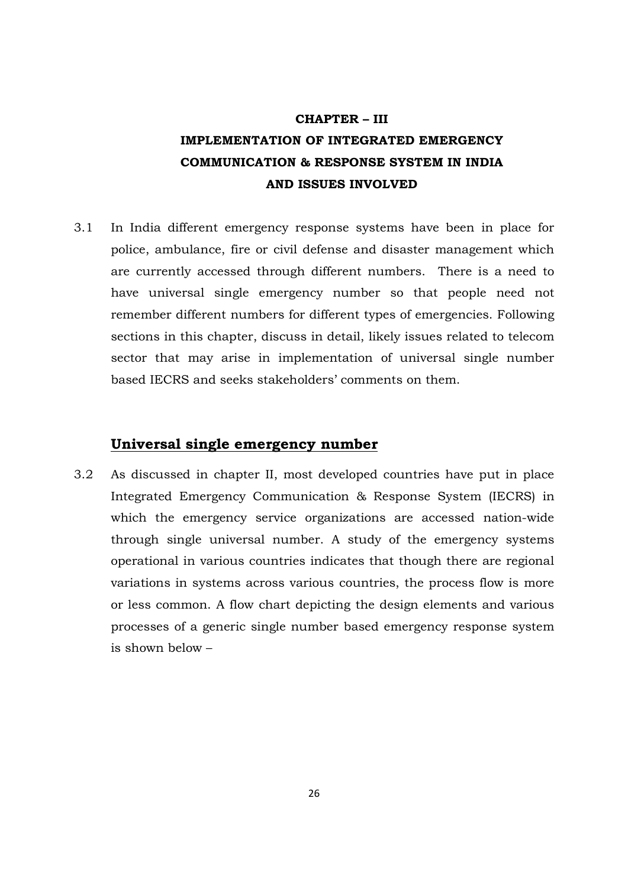# CHAPTER – III

# IMPLEMENTATION OF INTEGRATED EMERGENCY COMMUNICATION & RESPONSE SYSTEM IN INDIA AND ISSUES INVOLVED

3.1 In India different emergency response systems have been in place for police, ambulance, fire or civil defense and disaster management which are currently accessed through different numbers. There is a need to have universal single emergency number so that people need not remember different numbers for different types of emergencies. Following sections in this chapter, discuss in detail, likely issues related to telecom sector that may arise in implementation of universal single number based IECRS and seeks stakeholders' comments on them.

## Universal single emergency number

3.2 As discussed in chapter II, most developed countries have put in place Integrated Emergency Communication & Response System (IECRS) in which the emergency service organizations are accessed nation-wide through single universal number. A study of the emergency systems operational in various countries indicates that though there are regional variations in systems across various countries, the process flow is more or less common. A flow chart depicting the design elements and various processes of a generic single number based emergency response system is shown below –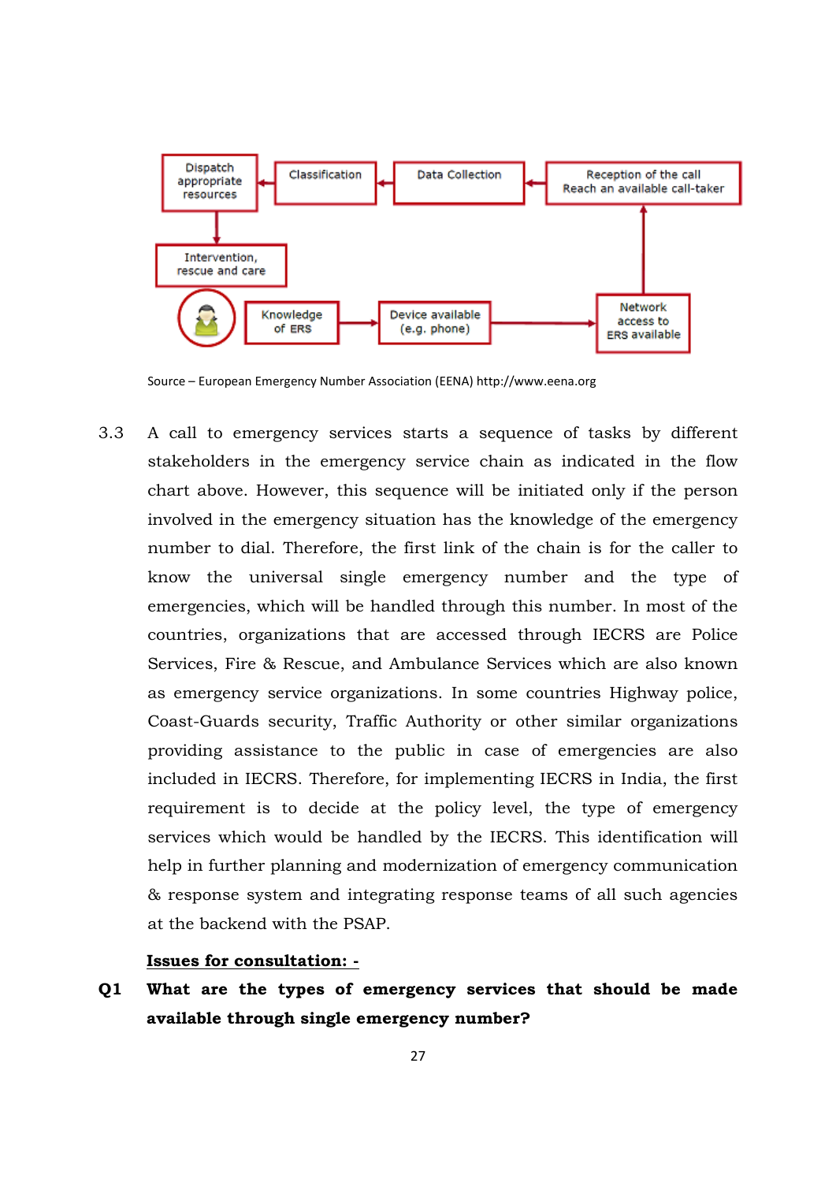Dispatch appropriate resources ← Classification ← Data Collection ← Reception of the call Reach an available call-taker

Intervention, rescue and care

Knowledge of ERS → Device available (e.g. phone) → Network access to ERS available

Source – European Emergency Number Association (EENA) http://www.eena.org

3.3 A call to emergency services starts a sequence of tasks by different stakeholders in the emergency service chain as indicated in the flow chart above. However, this sequence will be initiated only if the person involved in the emergency situation has the knowledge of the emergency number to dial. Therefore, the first link of the chain is for the caller to know the universal single emergency number and the type of emergencies, which will be handled through this number. In most of the countries, organizations that are accessed through IECRS are Police Services, Fire & Rescue, and Ambulance Services which are also known as emergency service organizations. In some countries Highway police, Coast-Guards security, Traffic Authority or other similar organizations providing assistance to the public in case of emergencies are also included in IECRS. Therefore, for implementing IECRS in India, the first requirement is to decide at the policy level, the type of emergency services which would be handled by the IECRS. This identification will help in further planning and modernization of emergency communication & response system and integrating response teams of all such agencies at the backend with the PSAP.

**Issues for consultation: -**

**Q1 What are the types of emergency services that should be made available through single emergency number?**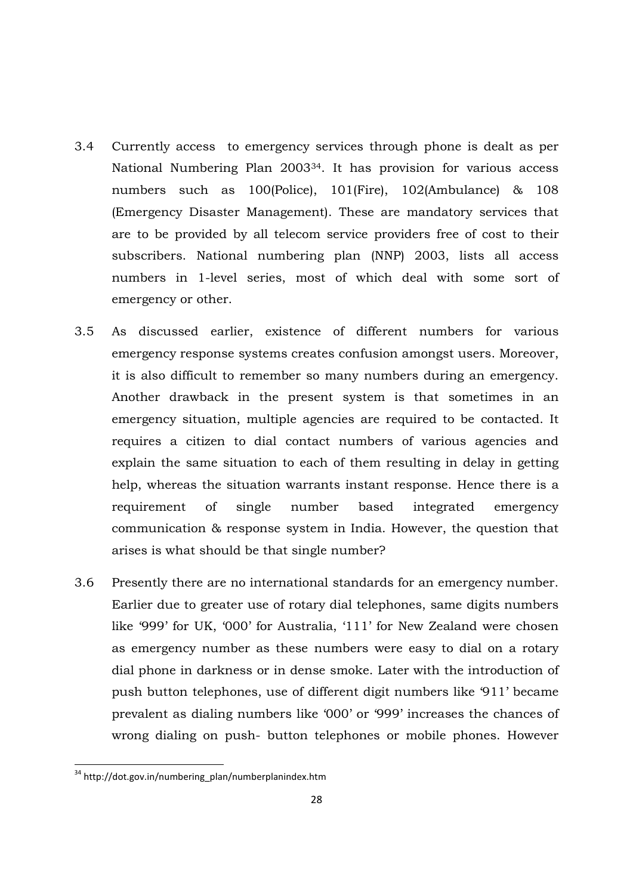3.4 Currently access to emergency services through phone is dealt as per National Numbering Plan 2003[34]. It has provision for various access numbers such as 100(Police), 101(Fire), 102(Ambulance) & 108 (Emergency Disaster Management). These are mandatory services that are to be provided by all telecom service providers free of cost to their subscribers. National numbering plan (NNP) 2003, lists all access numbers in 1-level series, most of which deal with some sort of emergency or other.

3.5 As discussed earlier, existence of different numbers for various emergency response systems creates confusion amongst users. Moreover, it is also difficult to remember so many numbers during an emergency. Another drawback in the present system is that sometimes in an emergency situation, multiple agencies are required to be contacted. It requires a citizen to dial contact numbers of various agencies and explain the same situation to each of them resulting in delay in getting help, whereas the situation warrants instant response. Hence there is a requirement of single number based integrated emergency communication & response system in India. However, the question that arises is what should be that single number?

3.6 Presently there are no international standards for an emergency number. Earlier due to greater use of rotary dial telephones, same digits numbers like '999' for UK, '000' for Australia, '111' for New Zealand were chosen as emergency number as these numbers were easy to dial on a rotary dial phone in darkness or in dense smoke. Later with the introduction of push button telephones, use of different digit numbers like '911' became prevalent as dialing numbers like '000' or '999' increases the chances of wrong dialing on push- button telephones or mobile phones. However

---

[34] http://dot.gov.in/numbering_plan/numberplanindex.htm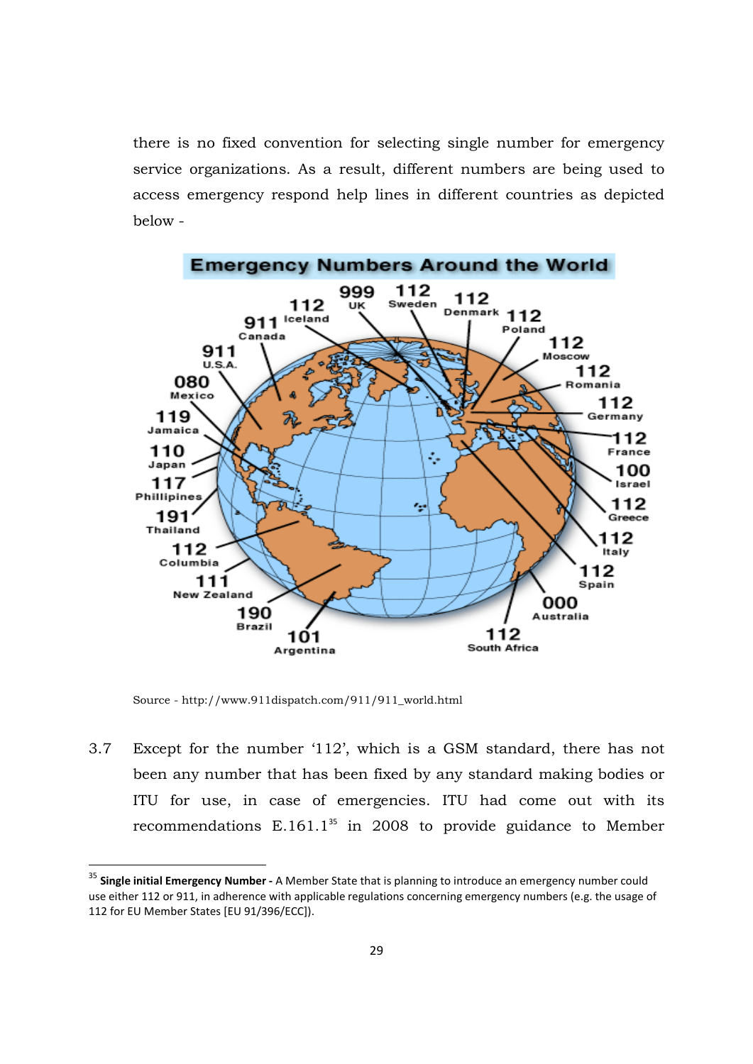there is no fixed convention for selecting single number for emergency service organizations. As a result, different numbers are being used to access emergency respond help lines in different countries as depicted below -

Source - http://www.911dispatch.com/911/911_world.html

3.7 Except for the number '112', which is a GSM standard, there has not been any number that has been fixed by any standard making bodies or ITU for use, in case of emergencies. ITU had come out with its recommendations E.161.1[35] in 2008 to provide guidance to Member

---

[35] **Single initial Emergency Number -** A Member State that is planning to introduce an emergency number could use either 112 or 911, in adherence with applicable regulations concerning emergency numbers (e.g. the usage of 112 for EU Member States [EU 91/396/ECC]).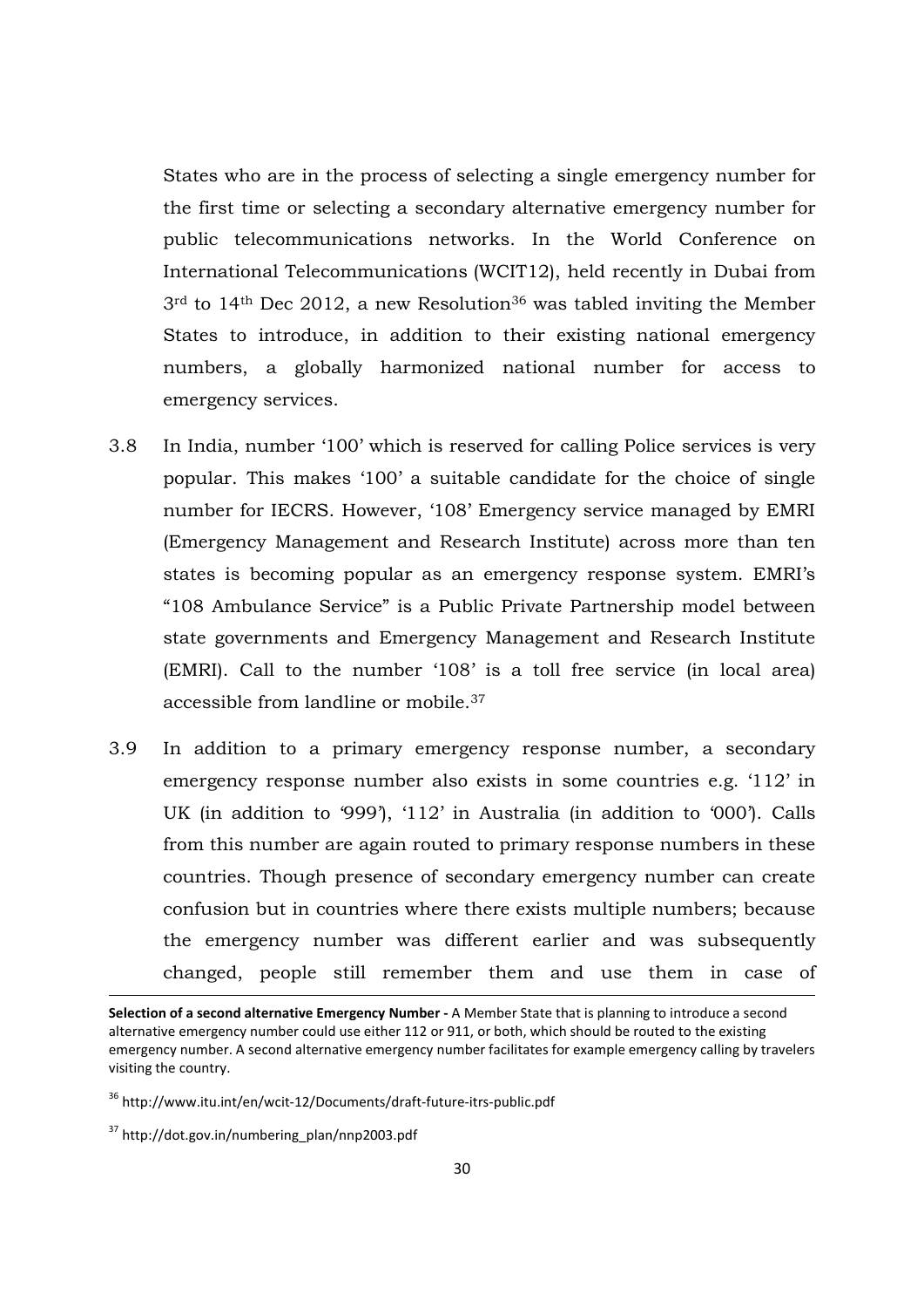States who are in the process of selecting a single emergency number for the first time or selecting a secondary alternative emergency number for public telecommunications networks. In the World Conference on International Telecommunications (WCIT12), held recently in Dubai from 3rd to 14th Dec 2012, a new Resolution[36] was tabled inviting the Member States to introduce, in addition to their existing national emergency numbers, a globally harmonized national number for access to emergency services.

3.8 In India, number '100' which is reserved for calling Police services is very popular. This makes '100' a suitable candidate for the choice of single number for IECRS. However, '108' Emergency service managed by EMRI (Emergency Management and Research Institute) across more than ten states is becoming popular as an emergency response system. EMRI's "108 Ambulance Service" is a Public Private Partnership model between state governments and Emergency Management and Research Institute (EMRI). Call to the number '108' is a toll free service (in local area) accessible from landline or mobile.[37]

3.9 In addition to a primary emergency response number, a secondary emergency response number also exists in some countries e.g. '112' in UK (in addition to '999'), '112' in Australia (in addition to '000'). Calls from this number are again routed to primary response numbers in these countries. Though presence of secondary emergency number can create confusion but in countries where there exists multiple numbers; because the emergency number was different earlier and was subsequently changed, people still remember them and use them in case of

---

**Selection of a second alternative Emergency Number -** A Member State that is planning to introduce a second alternative emergency number could use either 112 or 911, or both, which should be routed to the existing emergency number. A second alternative emergency number facilitates for example emergency calling by travelers visiting the country.

[36] http://www.itu.int/en/wcit-12/Documents/draft-future-itrs-public.pdf

[37] http://dot.gov.in/numbering_plan/nnp2003.pdf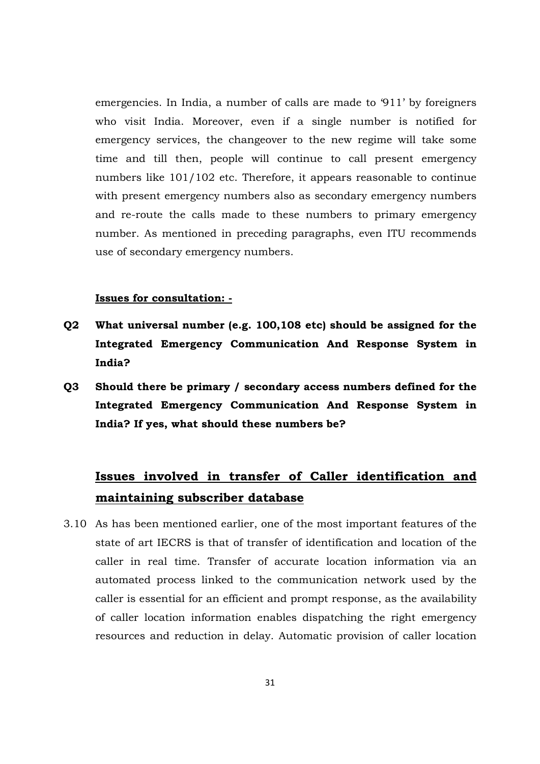emergencies. In India, a number of calls are made to '911' by foreigners who visit India. Moreover, even if a single number is notified for emergency services, the changeover to the new regime will take some time and till then, people will continue to call present emergency numbers like 101/102 etc. Therefore, it appears reasonable to continue with present emergency numbers also as secondary emergency numbers and re-route the calls made to these numbers to primary emergency number. As mentioned in preceding paragraphs, even ITU recommends use of secondary emergency numbers.

**Issues for consultation: -**

**Q2 What universal number (e.g. 100,108 etc) should be assigned for the Integrated Emergency Communication And Response System in India?**

**Q3 Should there be primary / secondary access numbers defined for the Integrated Emergency Communication And Response System in India? If yes, what should these numbers be?**

## Issues involved in transfer of Caller identification and maintaining subscriber database

3.10 As has been mentioned earlier, one of the most important features of the state of art IECRS is that of transfer of identification and location of the caller in real time. Transfer of accurate location information via an automated process linked to the communication network used by the caller is essential for an efficient and prompt response, as the availability of caller location information enables dispatching the right emergency resources and reduction in delay. Automatic provision of caller location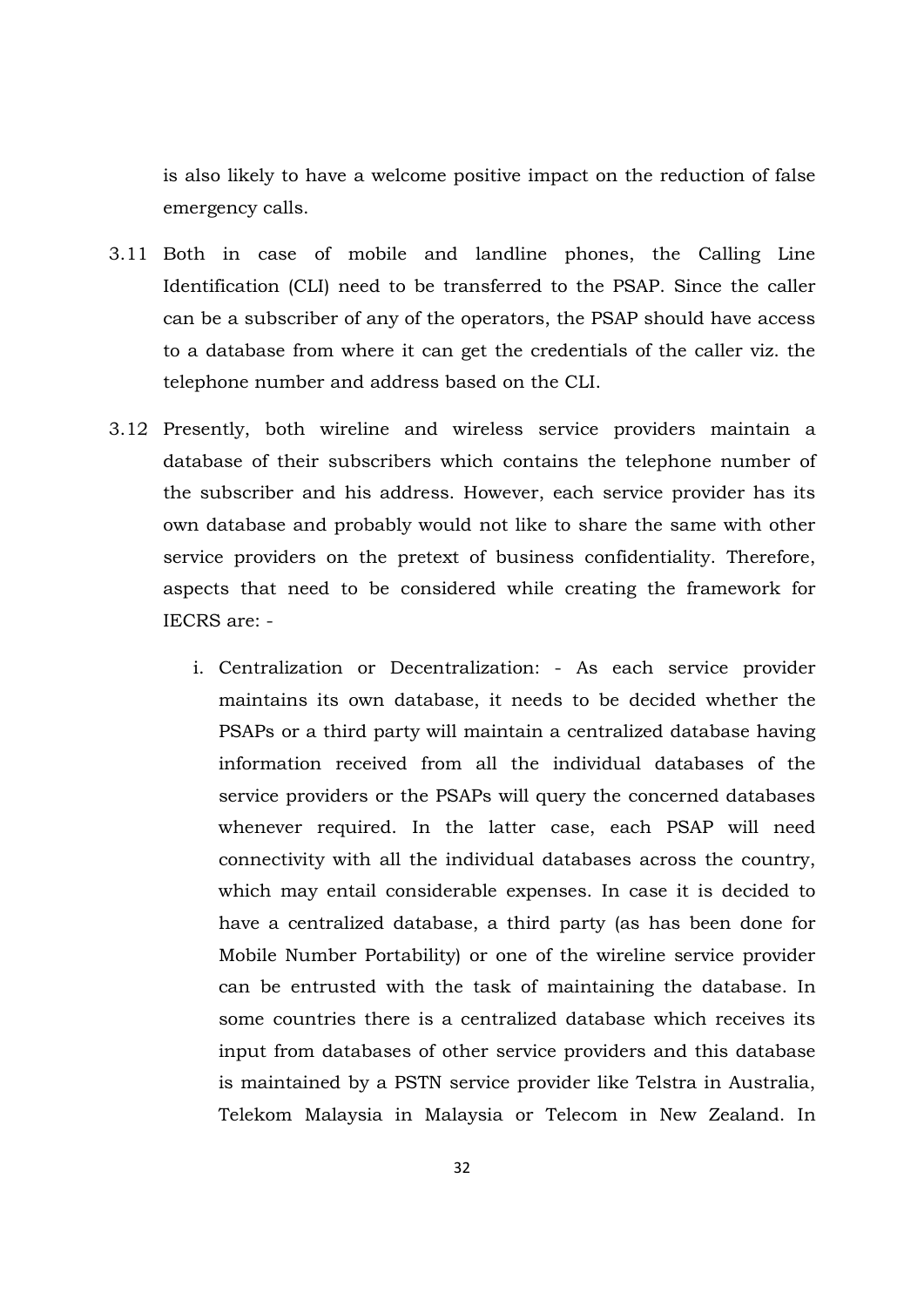is also likely to have a welcome positive impact on the reduction of false emergency calls.

3.11 Both in case of mobile and landline phones, the Calling Line Identification (CLI) need to be transferred to the PSAP. Since the caller can be a subscriber of any of the operators, the PSAP should have access to a database from where it can get the credentials of the caller viz. the telephone number and address based on the CLI.

3.12 Presently, both wireline and wireless service providers maintain a database of their subscribers which contains the telephone number of the subscriber and his address. However, each service provider has its own database and probably would not like to share the same with other service providers on the pretext of business confidentiality. Therefore, aspects that need to be considered while creating the framework for IECRS are: -

i. Centralization or Decentralization: - As each service provider maintains its own database, it needs to be decided whether the PSAPs or a third party will maintain a centralized database having information received from all the individual databases of the service providers or the PSAPs will query the concerned databases whenever required. In the latter case, each PSAP will need connectivity with all the individual databases across the country, which may entail considerable expenses. In case it is decided to have a centralized database, a third party (as has been done for Mobile Number Portability) or one of the wireline service provider can be entrusted with the task of maintaining the database. In some countries there is a centralized database which receives its input from databases of other service providers and this database is maintained by a PSTN service provider like Telstra in Australia, Telekom Malaysia in Malaysia or Telecom in New Zealand. In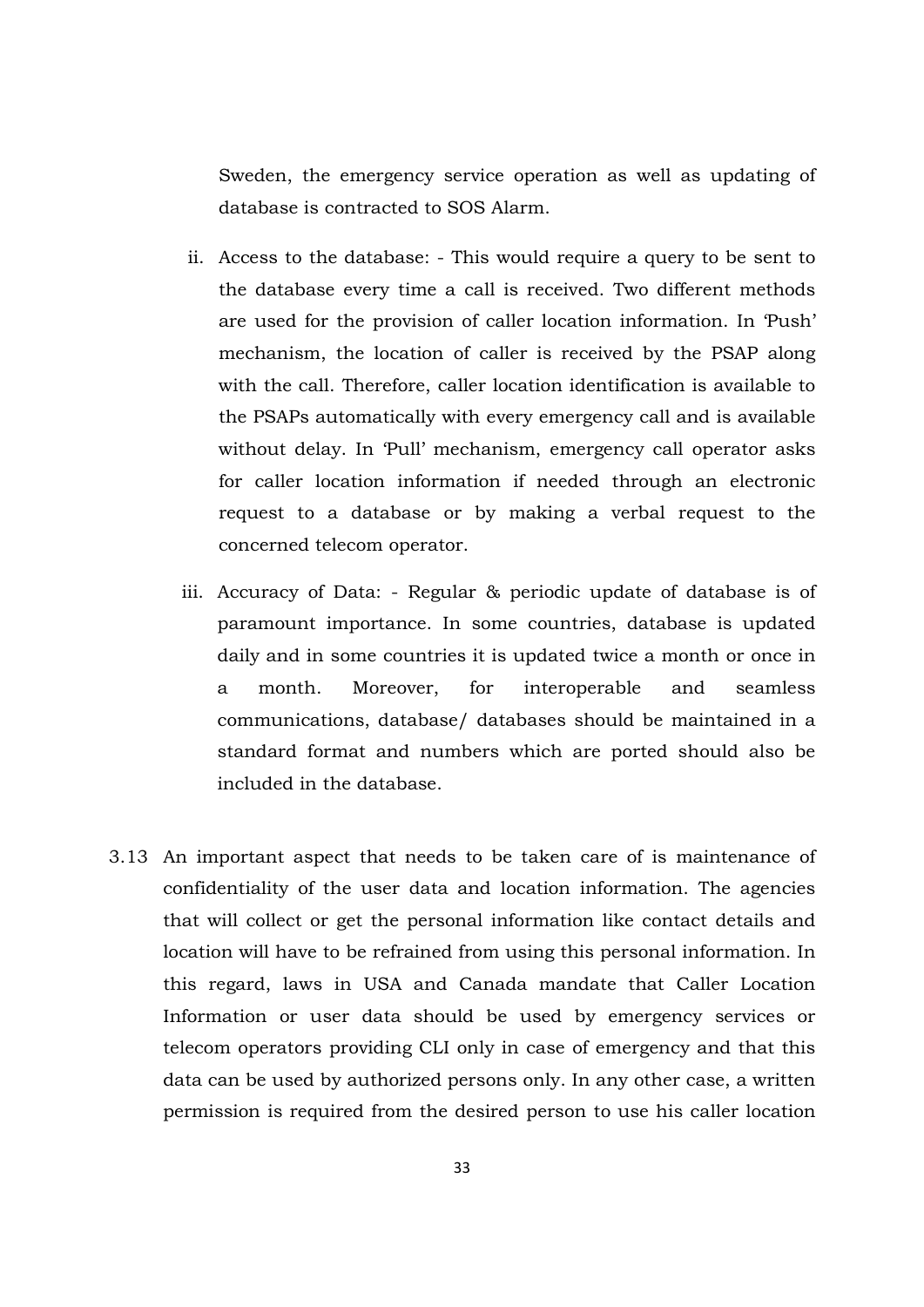Sweden, the emergency service operation as well as updating of database is contracted to SOS Alarm.

ii. Access to the database: - This would require a query to be sent to the database every time a call is received. Two different methods are used for the provision of caller location information. In 'Push' mechanism, the location of caller is received by the PSAP along with the call. Therefore, caller location identification is available to the PSAPs automatically with every emergency call and is available without delay. In 'Pull' mechanism, emergency call operator asks for caller location information if needed through an electronic request to a database or by making a verbal request to the concerned telecom operator.

iii. Accuracy of Data: - Regular & periodic update of database is of paramount importance. In some countries, database is updated daily and in some countries it is updated twice a month or once in a month. Moreover, for interoperable and seamless communications, database/ databases should be maintained in a standard format and numbers which are ported should also be included in the database.

3.13 An important aspect that needs to be taken care of is maintenance of confidentiality of the user data and location information. The agencies that will collect or get the personal information like contact details and location will have to be refrained from using this personal information. In this regard, laws in USA and Canada mandate that Caller Location Information or user data should be used by emergency services or telecom operators providing CLI only in case of emergency and that this data can be used by authorized persons only. In any other case, a written permission is required from the desired person to use his caller location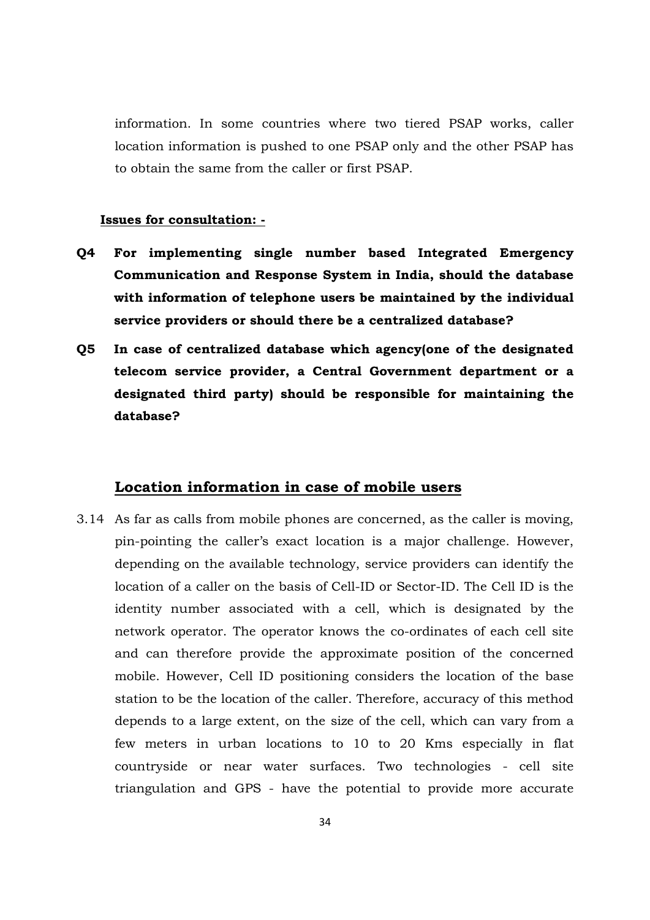information. In some countries where two tiered PSAP works, caller location information is pushed to one PSAP only and the other PSAP has to obtain the same from the caller or first PSAP.

**Issues for consultation: -**

**Q4 For implementing single number based Integrated Emergency Communication and Response System in India, should the database with information of telephone users be maintained by the individual service providers or should there be a centralized database?**

**Q5 In case of centralized database which agency(one of the designated telecom service provider, a Central Government department or a designated third party) should be responsible for maintaining the database?**

## Location information in case of mobile users

3.14 As far as calls from mobile phones are concerned, as the caller is moving, pin-pointing the caller's exact location is a major challenge. However, depending on the available technology, service providers can identify the location of a caller on the basis of Cell-ID or Sector-ID. The Cell ID is the identity number associated with a cell, which is designated by the network operator. The operator knows the co-ordinates of each cell site and can therefore provide the approximate position of the concerned mobile. However, Cell ID positioning considers the location of the base station to be the location of the caller. Therefore, accuracy of this method depends to a large extent, on the size of the cell, which can vary from a few meters in urban locations to 10 to 20 Kms especially in flat countryside or near water surfaces. Two technologies - cell site triangulation and GPS - have the potential to provide more accurate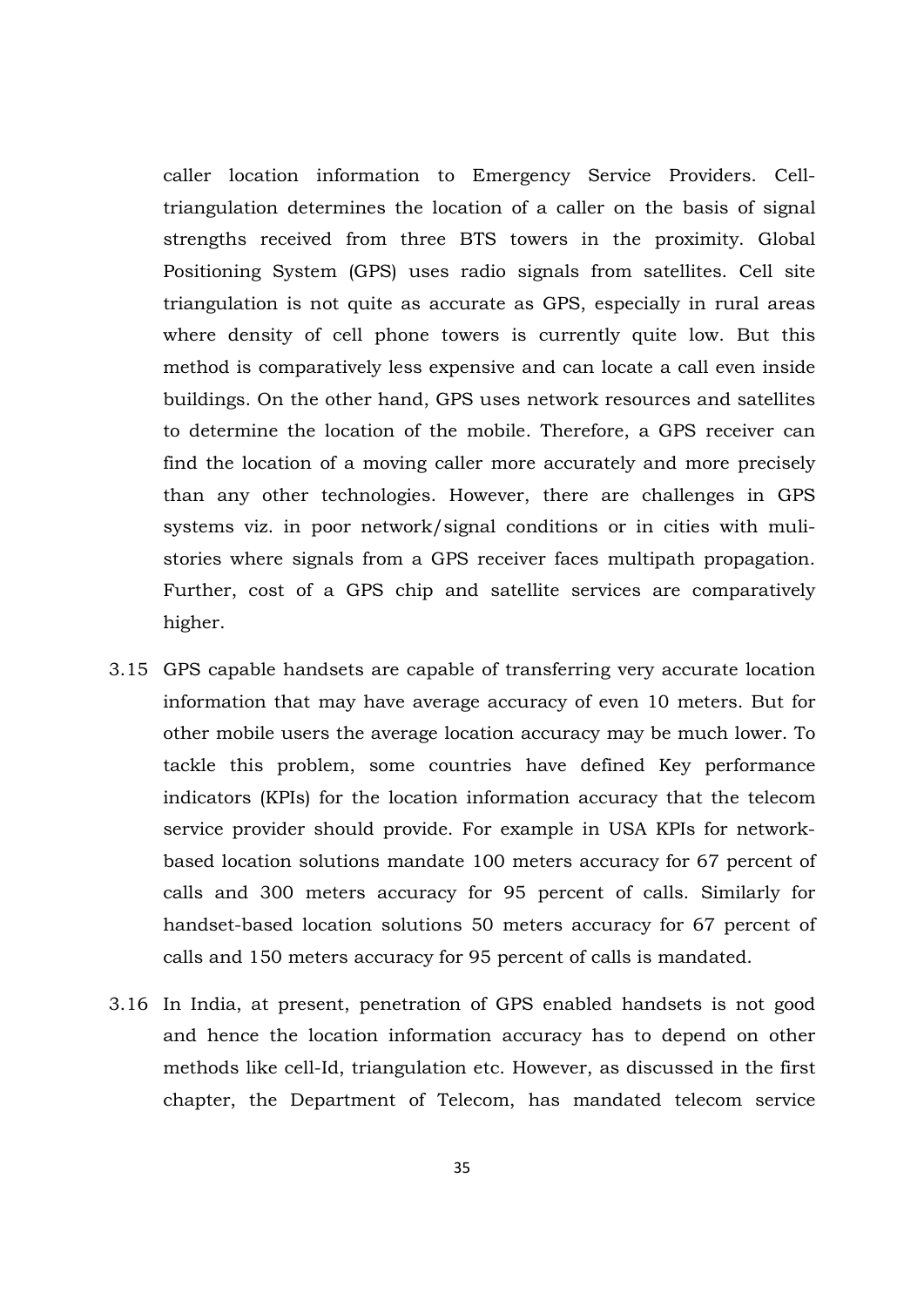caller location information to Emergency Service Providers. Cell-triangulation determines the location of a caller on the basis of signal strengths received from three BTS towers in the proximity. Global Positioning System (GPS) uses radio signals from satellites. Cell site triangulation is not quite as accurate as GPS, especially in rural areas where density of cell phone towers is currently quite low. But this method is comparatively less expensive and can locate a call even inside buildings. On the other hand, GPS uses network resources and satellites to determine the location of the mobile. Therefore, a GPS receiver can find the location of a moving caller more accurately and more precisely than any other technologies. However, there are challenges in GPS systems viz. in poor network/signal conditions or in cities with muli-stories where signals from a GPS receiver faces multipath propagation. Further, cost of a GPS chip and satellite services are comparatively higher.

3.15 GPS capable handsets are capable of transferring very accurate location information that may have average accuracy of even 10 meters. But for other mobile users the average location accuracy may be much lower. To tackle this problem, some countries have defined Key performance indicators (KPIs) for the location information accuracy that the telecom service provider should provide. For example in USA KPIs for network-based location solutions mandate 100 meters accuracy for 67 percent of calls and 300 meters accuracy for 95 percent of calls. Similarly for handset-based location solutions 50 meters accuracy for 67 percent of calls and 150 meters accuracy for 95 percent of calls is mandated.

3.16 In India, at present, penetration of GPS enabled handsets is not good and hence the location information accuracy has to depend on other methods like cell-Id, triangulation etc. However, as discussed in the first chapter, the Department of Telecom, has mandated telecom service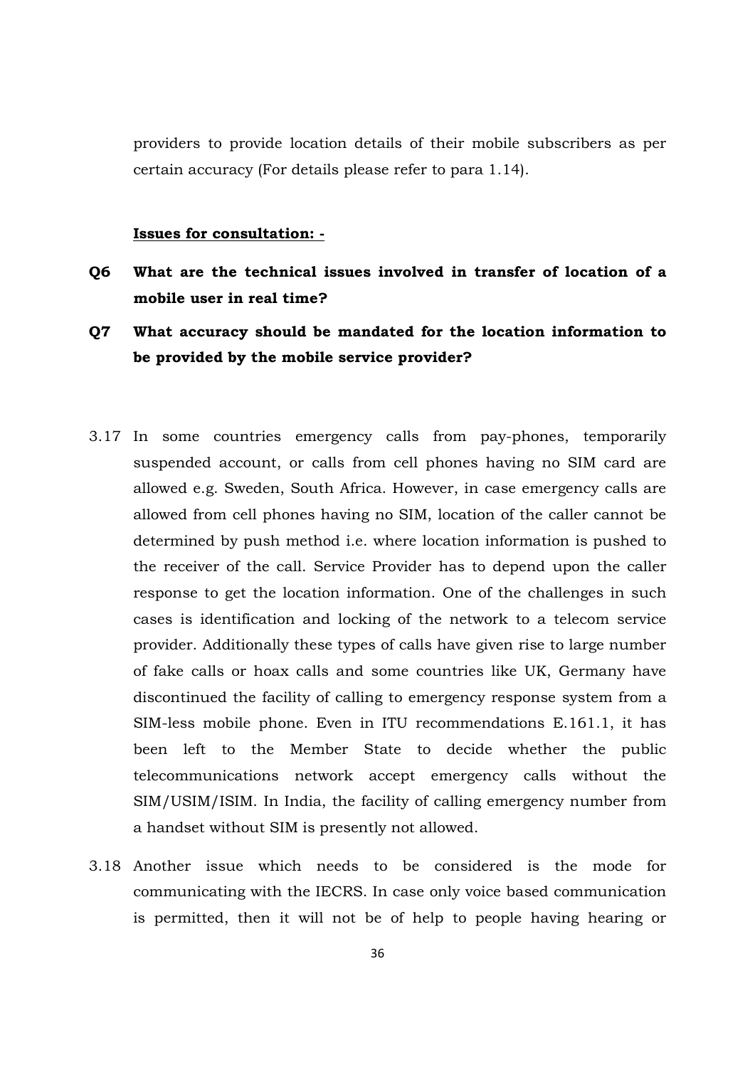providers to provide location details of their mobile subscribers as per certain accuracy (For details please refer to para 1.14).

**Issues for consultation: -**

**Q6 What are the technical issues involved in transfer of location of a mobile user in real time?**

**Q7 What accuracy should be mandated for the location information to be provided by the mobile service provider?**

3.17 In some countries emergency calls from pay-phones, temporarily suspended account, or calls from cell phones having no SIM card are allowed e.g. Sweden, South Africa. However, in case emergency calls are allowed from cell phones having no SIM, location of the caller cannot be determined by push method i.e. where location information is pushed to the receiver of the call. Service Provider has to depend upon the caller response to get the location information. One of the challenges in such cases is identification and locking of the network to a telecom service provider. Additionally these types of calls have given rise to large number of fake calls or hoax calls and some countries like UK, Germany have discontinued the facility of calling to emergency response system from a SIM-less mobile phone. Even in ITU recommendations E.161.1, it has been left to the Member State to decide whether the public telecommunications network accept emergency calls without the SIM/USIM/ISIM. In India, the facility of calling emergency number from a handset without SIM is presently not allowed.

3.18 Another issue which needs to be considered is the mode for communicating with the IECRS. In case only voice based communication is permitted, then it will not be of help to people having hearing or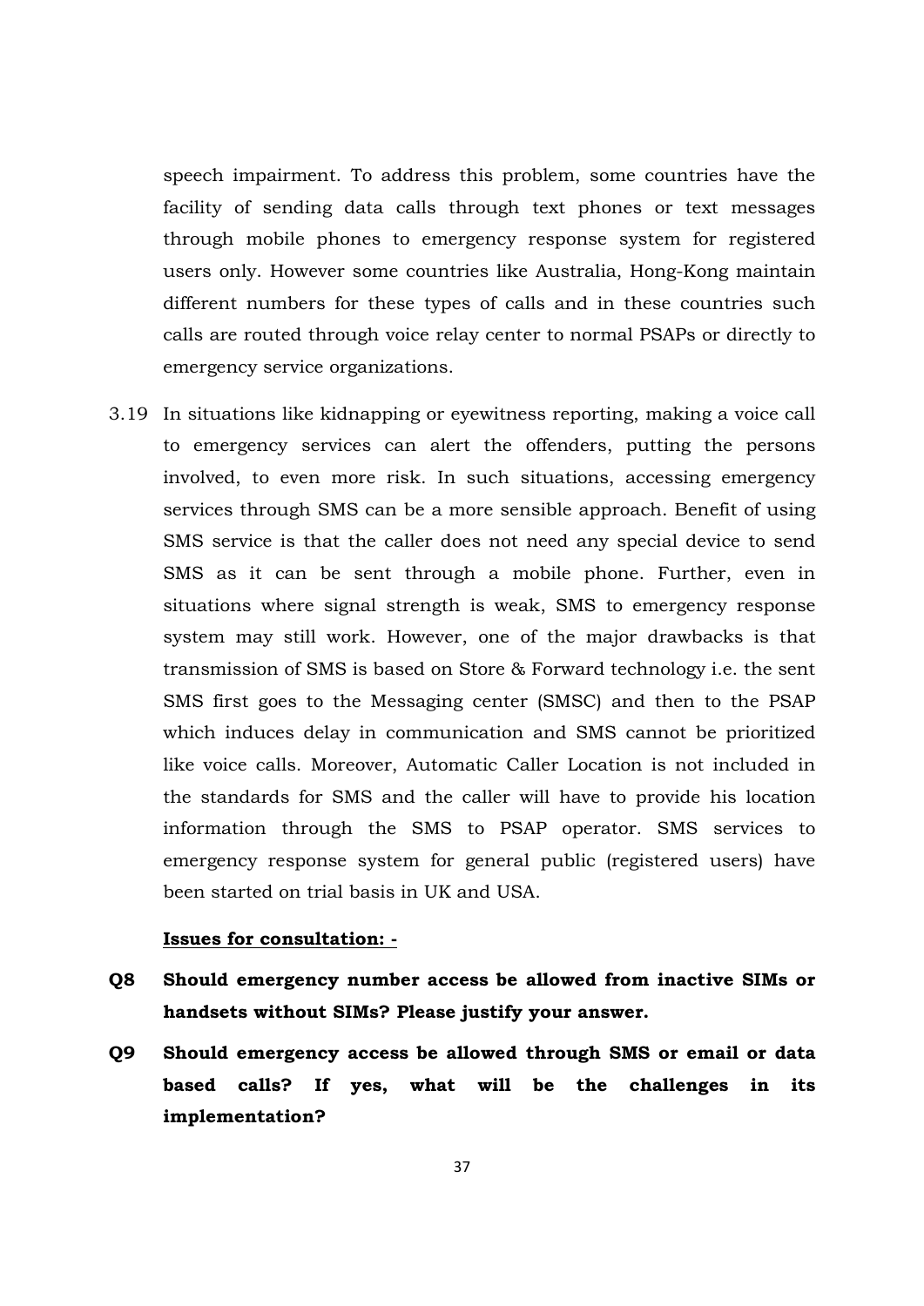speech impairment. To address this problem, some countries have the facility of sending data calls through text phones or text messages through mobile phones to emergency response system for registered users only. However some countries like Australia, Hong-Kong maintain different numbers for these types of calls and in these countries such calls are routed through voice relay center to normal PSAPs or directly to emergency service organizations.

3.19 In situations like kidnapping or eyewitness reporting, making a voice call to emergency services can alert the offenders, putting the persons involved, to even more risk. In such situations, accessing emergency services through SMS can be a more sensible approach. Benefit of using SMS service is that the caller does not need any special device to send SMS as it can be sent through a mobile phone. Further, even in situations where signal strength is weak, SMS to emergency response system may still work. However, one of the major drawbacks is that transmission of SMS is based on Store & Forward technology i.e. the sent SMS first goes to the Messaging center (SMSC) and then to the PSAP which induces delay in communication and SMS cannot be prioritized like voice calls. Moreover, Automatic Caller Location is not included in the standards for SMS and the caller will have to provide his location information through the SMS to PSAP operator. SMS services to emergency response system for general public (registered users) have been started on trial basis in UK and USA.

**<u>Issues for consultation: -</u>**

**Q8 Should emergency number access be allowed from inactive SIMs or handsets without SIMs? Please justify your answer.**

**Q9 Should emergency access be allowed through SMS or email or data based calls? If yes, what will be the challenges in its implementation?**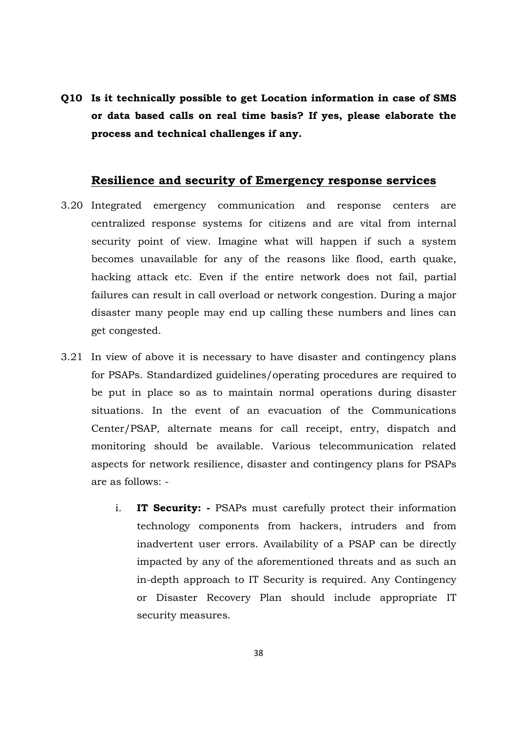**Q10 Is it technically possible to get Location information in case of SMS or data based calls on real time basis? If yes, please elaborate the process and technical challenges if any.**

## Resilience and security of Emergency response services

3.20 Integrated emergency communication and response centers are centralized response systems for citizens and are vital from internal security point of view. Imagine what will happen if such a system becomes unavailable for any of the reasons like flood, earth quake, hacking attack etc. Even if the entire network does not fail, partial failures can result in call overload or network congestion. During a major disaster many people may end up calling these numbers and lines can get congested.

3.21 In view of above it is necessary to have disaster and contingency plans for PSAPs. Standardized guidelines/operating procedures are required to be put in place so as to maintain normal operations during disaster situations. In the event of an evacuation of the Communications Center/PSAP, alternate means for call receipt, entry, dispatch and monitoring should be available. Various telecommunication related aspects for network resilience, disaster and contingency plans for PSAPs are as follows: -

i. **IT Security: -** PSAPs must carefully protect their information technology components from hackers, intruders and from inadvertent user errors. Availability of a PSAP can be directly impacted by any of the aforementioned threats and as such an in-depth approach to IT Security is required. Any Contingency or Disaster Recovery Plan should include appropriate IT security measures.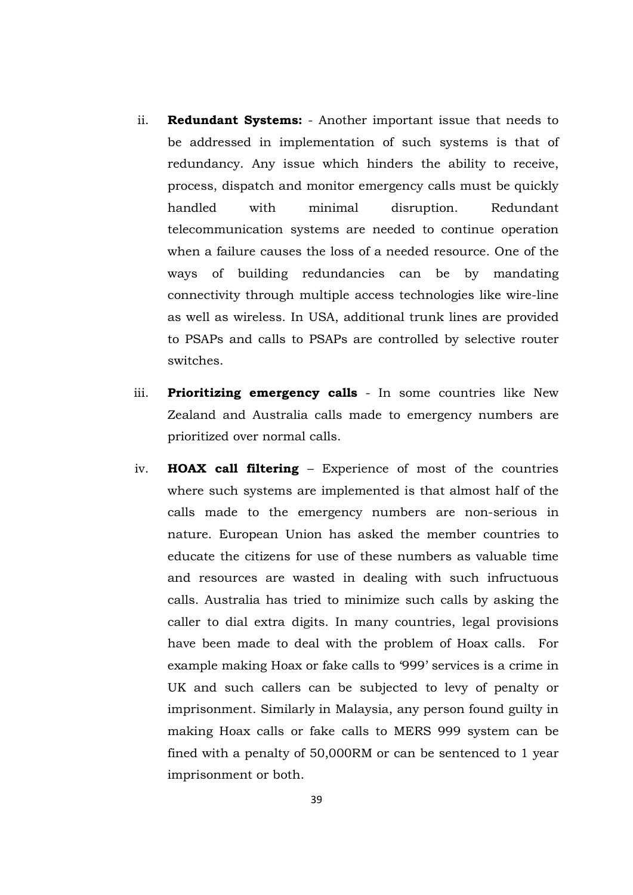ii. **Redundant Systems:** - Another important issue that needs to be addressed in implementation of such systems is that of redundancy. Any issue which hinders the ability to receive, process, dispatch and monitor emergency calls must be quickly handled with minimal disruption. Redundant telecommunication systems are needed to continue operation when a failure causes the loss of a needed resource. One of the ways of building redundancies can be by mandating connectivity through multiple access technologies like wire-line as well as wireless. In USA, additional trunk lines are provided to PSAPs and calls to PSAPs are controlled by selective router switches.

iii. **Prioritizing emergency calls** - In some countries like New Zealand and Australia calls made to emergency numbers are prioritized over normal calls.

iv. **HOAX call filtering** – Experience of most of the countries where such systems are implemented is that almost half of the calls made to the emergency numbers are non-serious in nature. European Union has asked the member countries to educate the citizens for use of these numbers as valuable time and resources are wasted in dealing with such infructuous calls. Australia has tried to minimize such calls by asking the caller to dial extra digits. In many countries, legal provisions have been made to deal with the problem of Hoax calls. For example making Hoax or fake calls to '999' services is a crime in UK and such callers can be subjected to levy of penalty or imprisonment. Similarly in Malaysia, any person found guilty in making Hoax calls or fake calls to MERS 999 system can be fined with a penalty of 50,000RM or can be sentenced to 1 year imprisonment or both.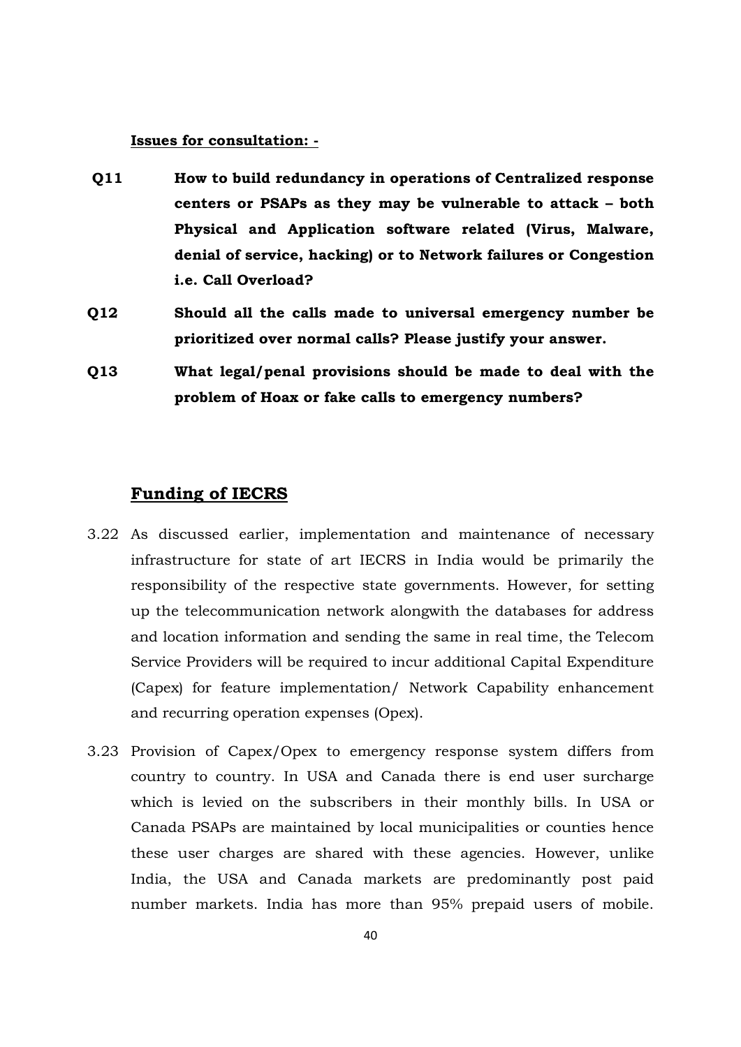**Issues for consultation: -**

**Q11** **How to build redundancy in operations of Centralized response centers or PSAPs as they may be vulnerable to attack – both Physical and Application software related (Virus, Malware, denial of service, hacking) or to Network failures or Congestion i.e. Call Overload?**

**Q12** **Should all the calls made to universal emergency number be prioritized over normal calls? Please justify your answer.**

**Q13** **What legal/penal provisions should be made to deal with the problem of Hoax or fake calls to emergency numbers?**

## Funding of IECRS

3.22 As discussed earlier, implementation and maintenance of necessary infrastructure for state of art IECRS in India would be primarily the responsibility of the respective state governments. However, for setting up the telecommunication network alongwith the databases for address and location information and sending the same in real time, the Telecom Service Providers will be required to incur additional Capital Expenditure (Capex) for feature implementation/ Network Capability enhancement and recurring operation expenses (Opex).

3.23 Provision of Capex/Opex to emergency response system differs from country to country. In USA and Canada there is end user surcharge which is levied on the subscribers in their monthly bills. In USA or Canada PSAPs are maintained by local municipalities or counties hence these user charges are shared with these agencies. However, unlike India, the USA and Canada markets are predominantly post paid number markets. India has more than 95% prepaid users of mobile.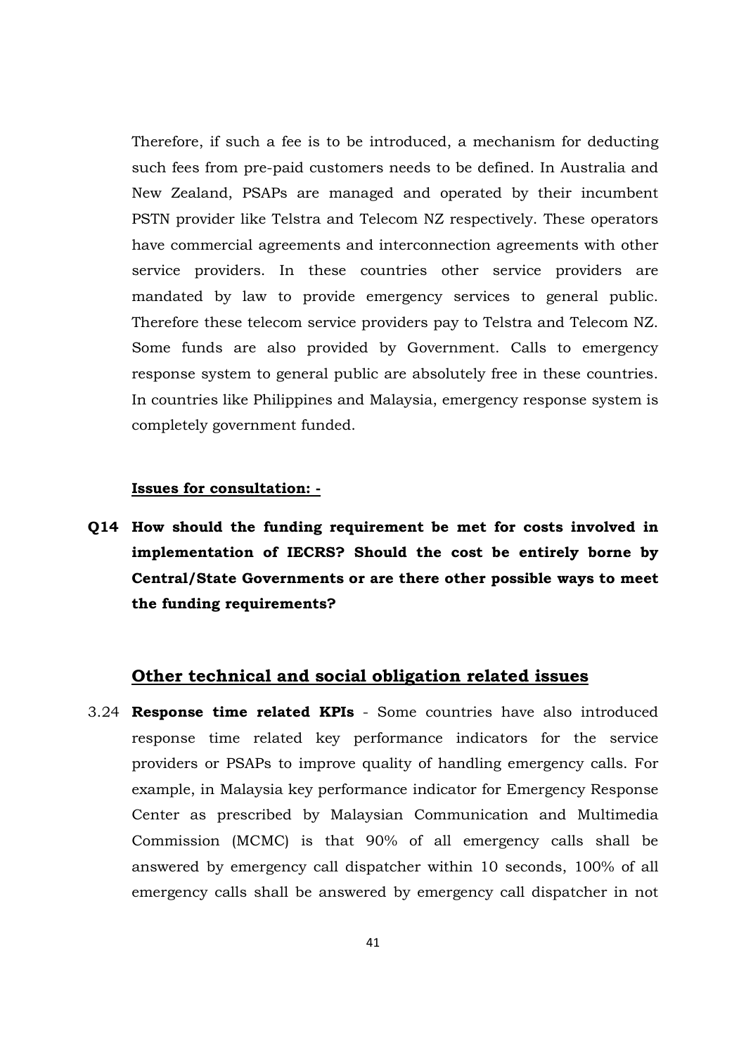Therefore, if such a fee is to be introduced, a mechanism for deducting such fees from pre-paid customers needs to be defined. In Australia and New Zealand, PSAPs are managed and operated by their incumbent PSTN provider like Telstra and Telecom NZ respectively. These operators have commercial agreements and interconnection agreements with other service providers. In these countries other service providers are mandated by law to provide emergency services to general public. Therefore these telecom service providers pay to Telstra and Telecom NZ. Some funds are also provided by Government. Calls to emergency response system to general public are absolutely free in these countries. In countries like Philippines and Malaysia, emergency response system is completely government funded.

**Issues for consultation: -**

**Q14 How should the funding requirement be met for costs involved in implementation of IECRS? Should the cost be entirely borne by Central/State Governments or are there other possible ways to meet the funding requirements?**

## Other technical and social obligation related issues

3.24 **Response time related KPIs** - Some countries have also introduced response time related key performance indicators for the service providers or PSAPs to improve quality of handling emergency calls. For example, in Malaysia key performance indicator for Emergency Response Center as prescribed by Malaysian Communication and Multimedia Commission (MCMC) is that 90% of all emergency calls shall be answered by emergency call dispatcher within 10 seconds, 100% of all emergency calls shall be answered by emergency call dispatcher in not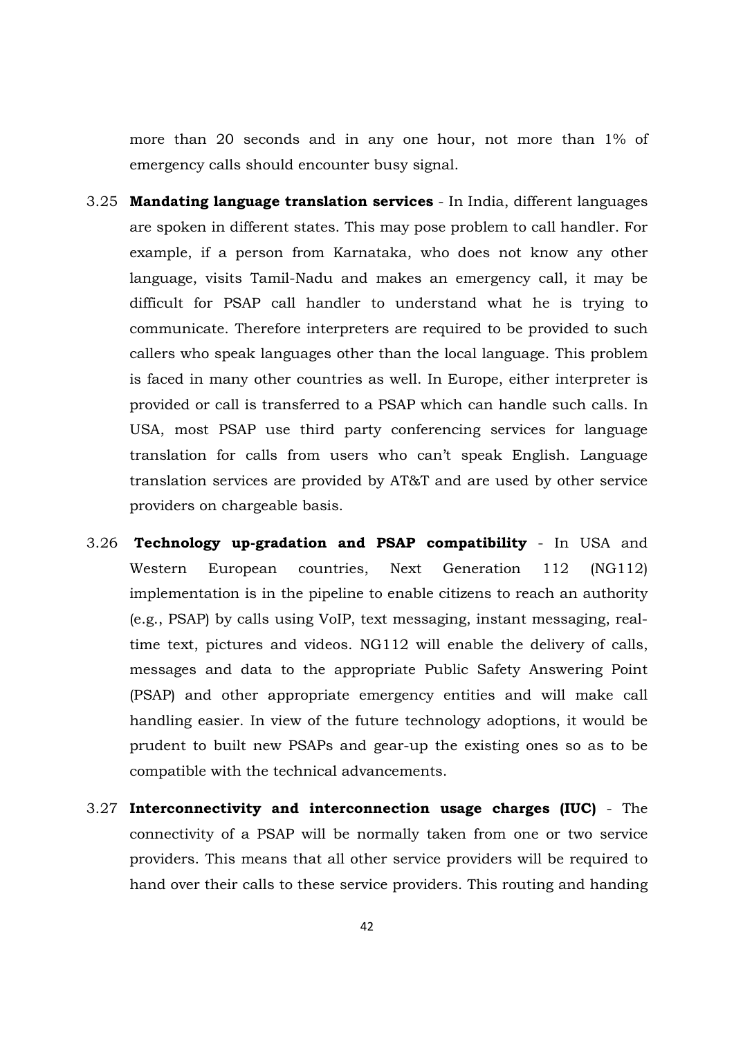more than 20 seconds and in any one hour, not more than 1% of emergency calls should encounter busy signal.

3.25 **Mandating language translation services** - In India, different languages are spoken in different states. This may pose problem to call handler. For example, if a person from Karnataka, who does not know any other language, visits Tamil-Nadu and makes an emergency call, it may be difficult for PSAP call handler to understand what he is trying to communicate. Therefore interpreters are required to be provided to such callers who speak languages other than the local language. This problem is faced in many other countries as well. In Europe, either interpreter is provided or call is transferred to a PSAP which can handle such calls. In USA, most PSAP use third party conferencing services for language translation for calls from users who can't speak English. Language translation services are provided by AT&T and are used by other service providers on chargeable basis.

3.26 **Technology up-gradation and PSAP compatibility** - In USA and Western European countries, Next Generation 112 (NG112) implementation is in the pipeline to enable citizens to reach an authority (e.g., PSAP) by calls using VoIP, text messaging, instant messaging, real-time text, pictures and videos. NG112 will enable the delivery of calls, messages and data to the appropriate Public Safety Answering Point (PSAP) and other appropriate emergency entities and will make call handling easier. In view of the future technology adoptions, it would be prudent to built new PSAPs and gear-up the existing ones so as to be compatible with the technical advancements.

3.27 **Interconnectivity and interconnection usage charges (IUC)** - The connectivity of a PSAP will be normally taken from one or two service providers. This means that all other service providers will be required to hand over their calls to these service providers. This routing and handing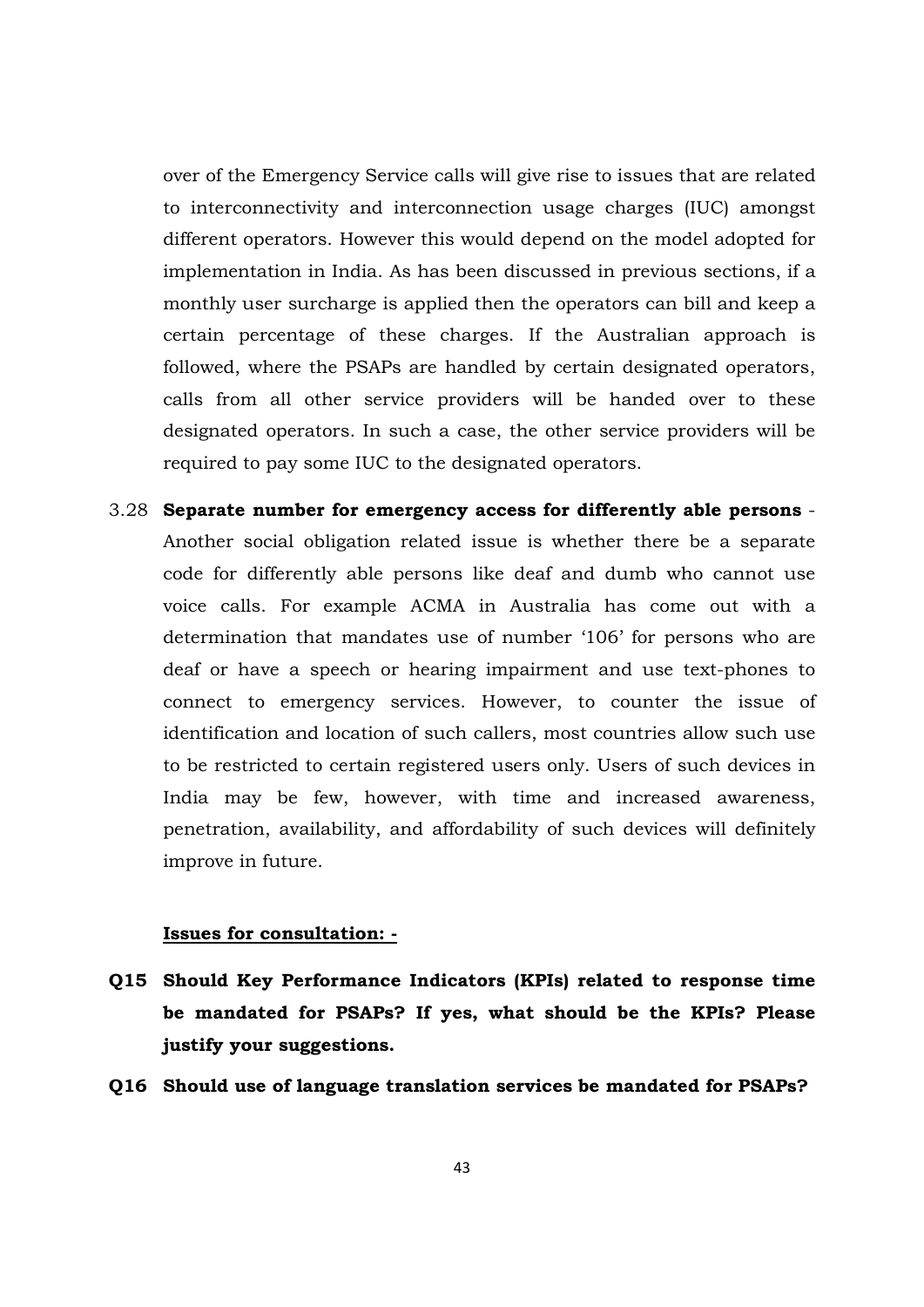over of the Emergency Service calls will give rise to issues that are related to interconnectivity and interconnection usage charges (IUC) amongst different operators. However this would depend on the model adopted for implementation in India. As has been discussed in previous sections, if a monthly user surcharge is applied then the operators can bill and keep a certain percentage of these charges. If the Australian approach is followed, where the PSAPs are handled by certain designated operators, calls from all other service providers will be handed over to these designated operators. In such a case, the other service providers will be required to pay some IUC to the designated operators.

3.28 **Separate number for emergency access for differently able persons** - Another social obligation related issue is whether there be a separate code for differently able persons like deaf and dumb who cannot use voice calls. For example ACMA in Australia has come out with a determination that mandates use of number '106' for persons who are deaf or have a speech or hearing impairment and use text-phones to connect to emergency services. However, to counter the issue of identification and location of such callers, most countries allow such use to be restricted to certain registered users only. Users of such devices in India may be few, however, with time and increased awareness, penetration, availability, and affordability of such devices will definitely improve in future.

**<u>Issues for consultation: -</u>**

**Q15 Should Key Performance Indicators (KPIs) related to response time be mandated for PSAPs? If yes, what should be the KPIs? Please justify your suggestions.**

**Q16 Should use of language translation services be mandated for PSAPs?**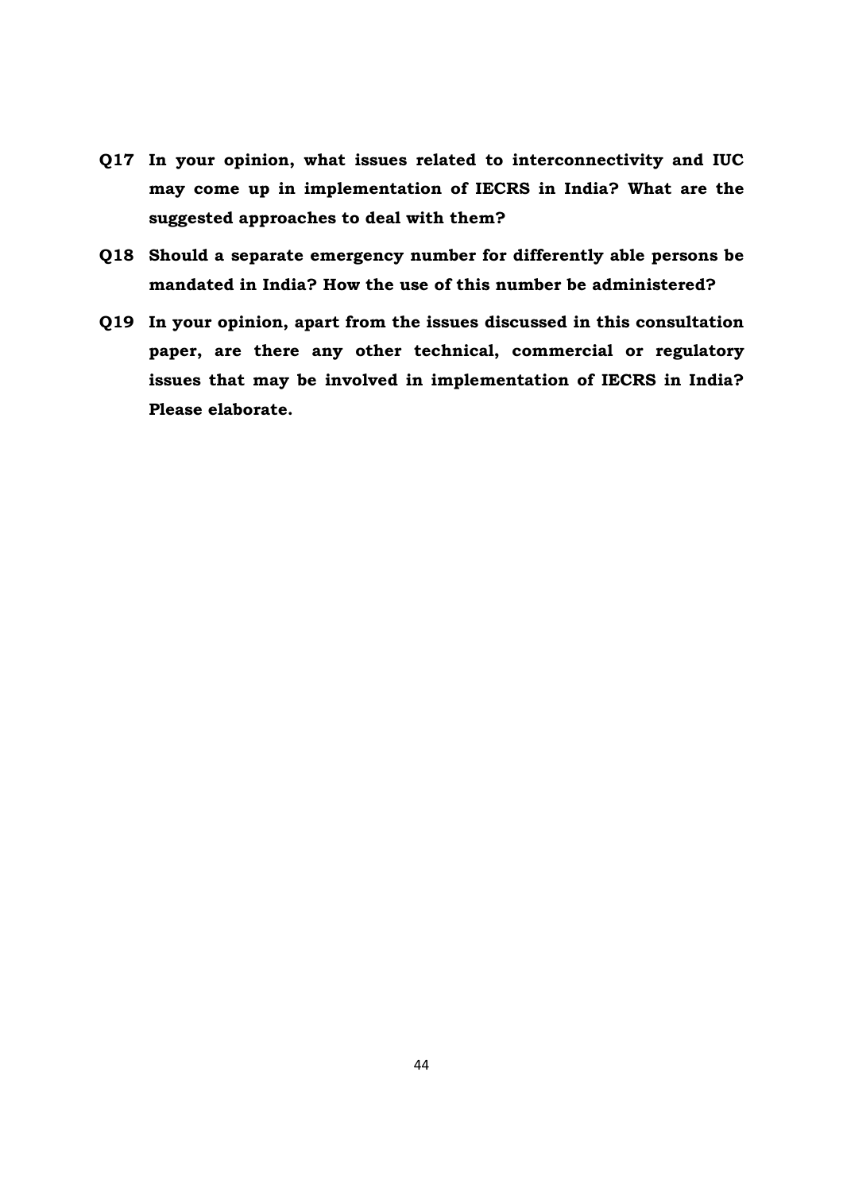**Q17 In your opinion, what issues related to interconnectivity and IUC may come up in implementation of IECRS in India? What are the suggested approaches to deal with them?**

**Q18 Should a separate emergency number for differently able persons be mandated in India? How the use of this number be administered?**

**Q19 In your opinion, apart from the issues discussed in this consultation paper, are there any other technical, commercial or regulatory issues that may be involved in implementation of IECRS in India? Please elaborate.**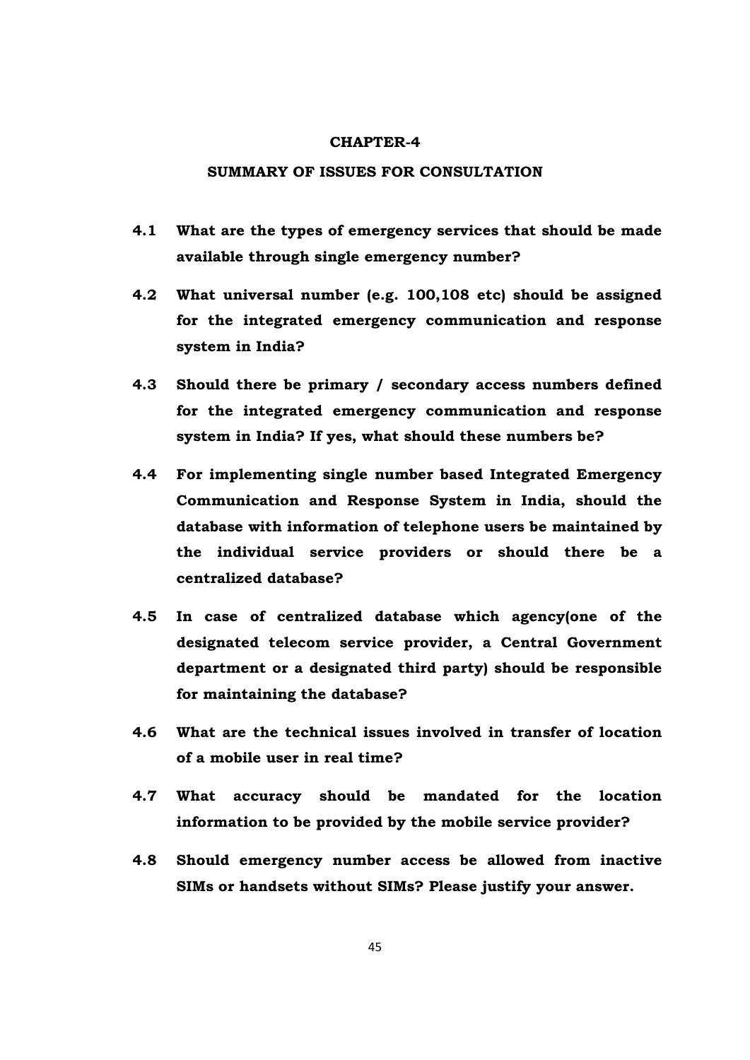# CHAPTER-4

## SUMMARY OF ISSUES FOR CONSULTATION

**4.1 What are the types of emergency services that should be made available through single emergency number?**

**4.2 What universal number (e.g. 100,108 etc) should be assigned for the integrated emergency communication and response system in India?**

**4.3 Should there be primary / secondary access numbers defined for the integrated emergency communication and response system in India? If yes, what should these numbers be?**

**4.4 For implementing single number based Integrated Emergency Communication and Response System in India, should the database with information of telephone users be maintained by the individual service providers or should there be a centralized database?**

**4.5 In case of centralized database which agency(one of the designated telecom service provider, a Central Government department or a designated third party) should be responsible for maintaining the database?**

**4.6 What are the technical issues involved in transfer of location of a mobile user in real time?**

**4.7 What accuracy should be mandated for the location information to be provided by the mobile service provider?**

**4.8 Should emergency number access be allowed from inactive SIMs or handsets without SIMs? Please justify your answer.**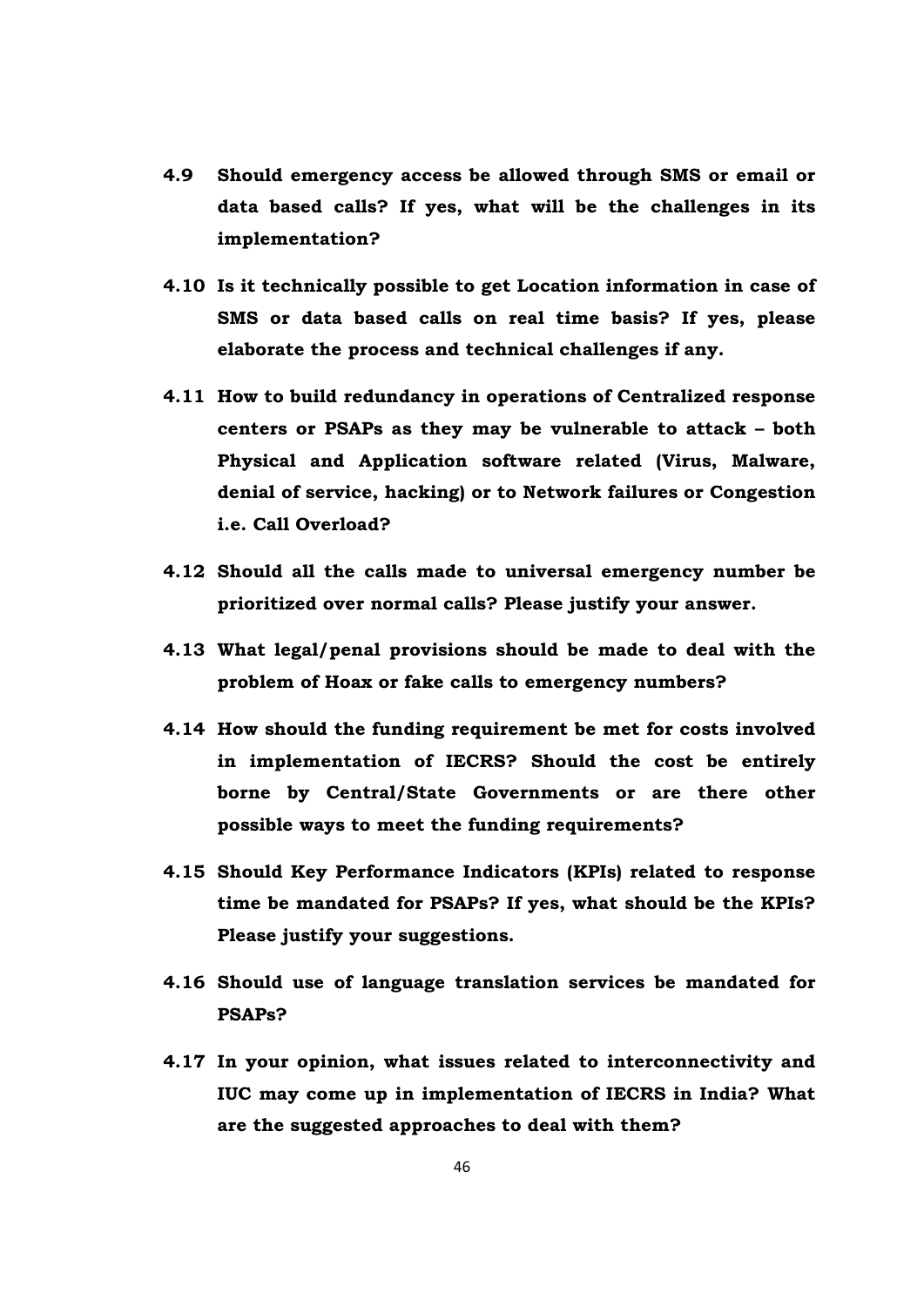**4.9 Should emergency access be allowed through SMS or email or data based calls? If yes, what will be the challenges in its implementation?**

**4.10 Is it technically possible to get Location information in case of SMS or data based calls on real time basis? If yes, please elaborate the process and technical challenges if any.**

**4.11 How to build redundancy in operations of Centralized response centers or PSAPs as they may be vulnerable to attack – both Physical and Application software related (Virus, Malware, denial of service, hacking) or to Network failures or Congestion i.e. Call Overload?**

**4.12 Should all the calls made to universal emergency number be prioritized over normal calls? Please justify your answer.**

**4.13 What legal/penal provisions should be made to deal with the problem of Hoax or fake calls to emergency numbers?**

**4.14 How should the funding requirement be met for costs involved in implementation of IECRS? Should the cost be entirely borne by Central/State Governments or are there other possible ways to meet the funding requirements?**

**4.15 Should Key Performance Indicators (KPIs) related to response time be mandated for PSAPs? If yes, what should be the KPIs? Please justify your suggestions.**

**4.16 Should use of language translation services be mandated for PSAPs?**

**4.17 In your opinion, what issues related to interconnectivity and IUC may come up in implementation of IECRS in India? What are the suggested approaches to deal with them?**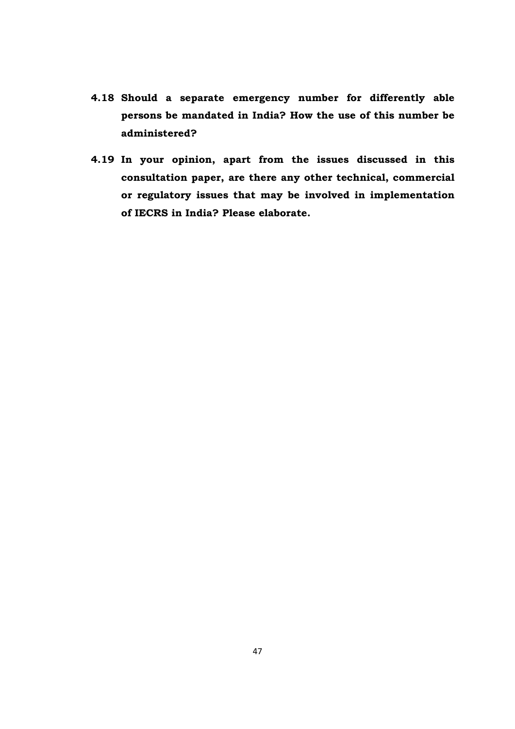**4.18 Should a separate emergency number for differently able persons be mandated in India? How the use of this number be administered?**

**4.19 In your opinion, apart from the issues discussed in this consultation paper, are there any other technical, commercial or regulatory issues that may be involved in implementation of IECRS in India? Please elaborate.**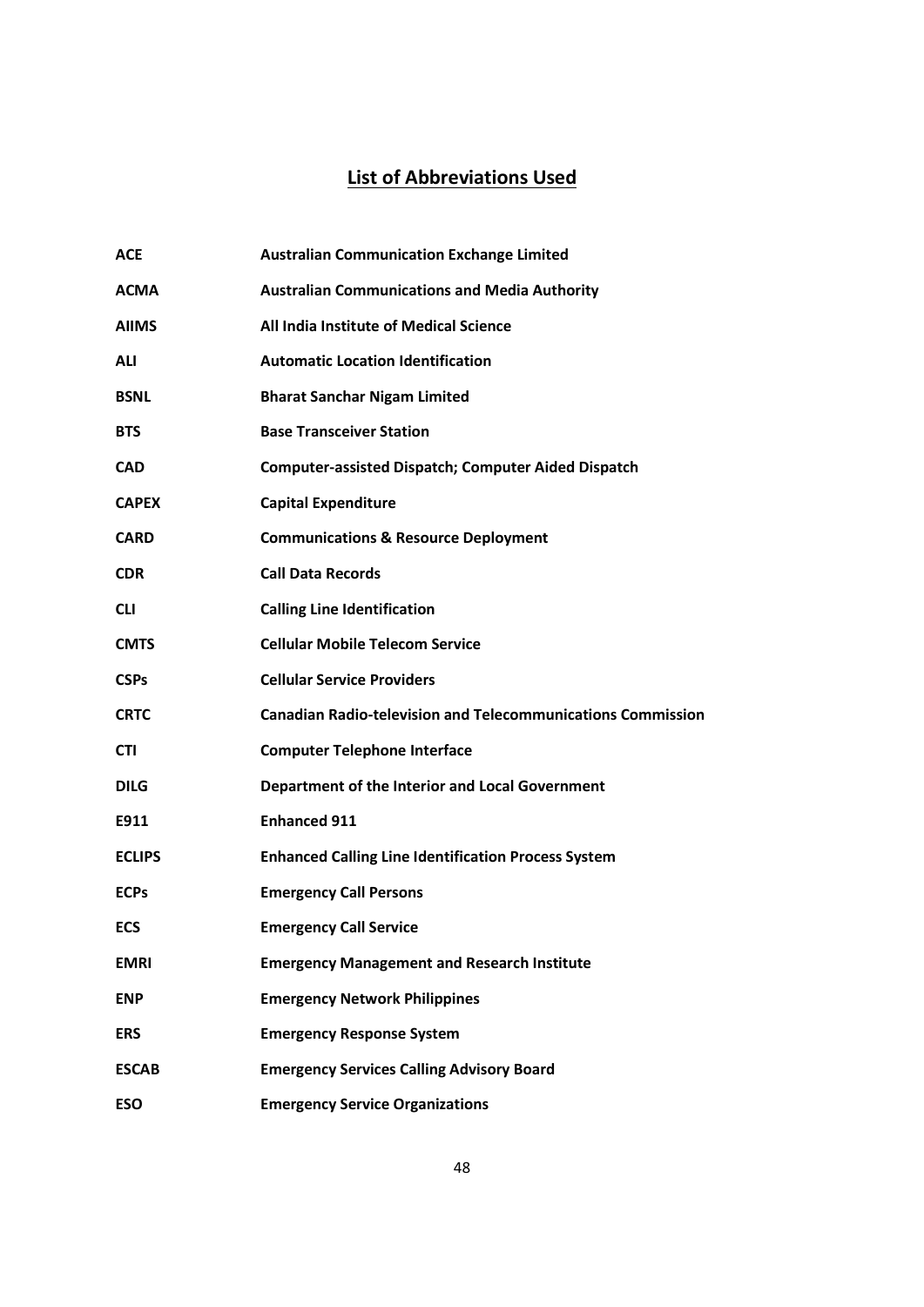## List of Abbreviations Used

| | |
|---|---|
| **ACE** | **Australian Communication Exchange Limited** |
| **ACMA** | **Australian Communications and Media Authority** |
| **AIIMS** | **All India Institute of Medical Science** |
| **ALI** | **Automatic Location Identification** |
| **BSNL** | **Bharat Sanchar Nigam Limited** |
| **BTS** | **Base Transceiver Station** |
| **CAD** | **Computer-assisted Dispatch; Computer Aided Dispatch** |
| **CAPEX** | **Capital Expenditure** |
| **CARD** | **Communications & Resource Deployment** |
| **CDR** | **Call Data Records** |
| **CLI** | **Calling Line Identification** |
| **CMTS** | **Cellular Mobile Telecom Service** |
| **CSPs** | **Cellular Service Providers** |
| **CRTC** | **Canadian Radio-television and Telecommunications Commission** |
| **CTI** | **Computer Telephone Interface** |
| **DILG** | **Department of the Interior and Local Government** |
| **E911** | **Enhanced 911** |
| **ECLIPS** | **Enhanced Calling Line Identification Process System** |
| **ECPs** | **Emergency Call Persons** |
| **ECS** | **Emergency Call Service** |
| **EMRI** | **Emergency Management and Research Institute** |
| **ENP** | **Emergency Network Philippines** |
| **ERS** | **Emergency Response System** |
| **ESCAB** | **Emergency Services Calling Advisory Board** |
| **ESO** | **Emergency Service Organizations** |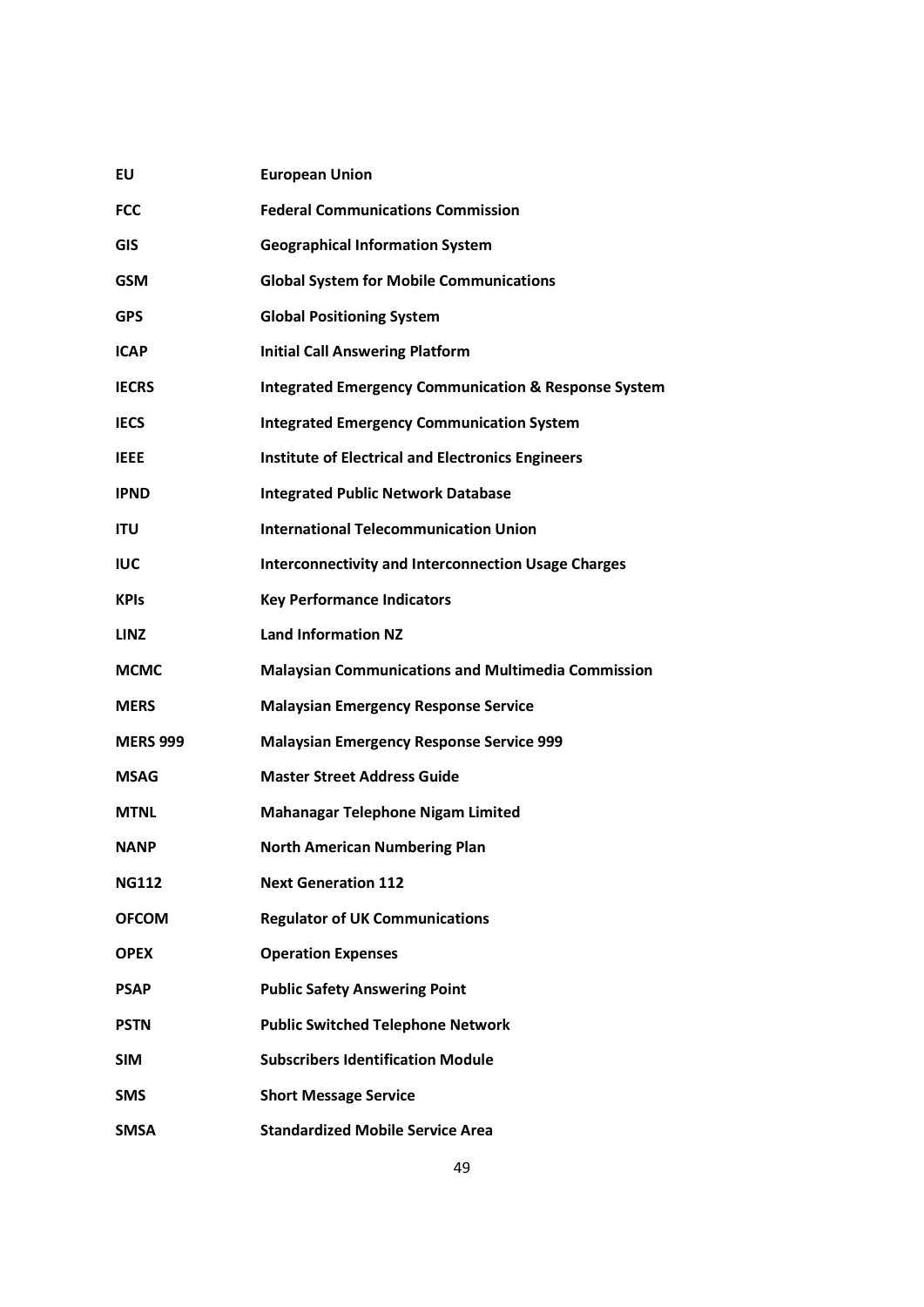| | |
|---|---|
| **EU** | **European Union** |
| **FCC** | **Federal Communications Commission** |
| **GIS** | **Geographical Information System** |
| **GSM** | **Global System for Mobile Communications** |
| **GPS** | **Global Positioning System** |
| **ICAP** | **Initial Call Answering Platform** |
| **IECRS** | **Integrated Emergency Communication & Response System** |
| **IECS** | **Integrated Emergency Communication System** |
| **IEEE** | **Institute of Electrical and Electronics Engineers** |
| **IPND** | **Integrated Public Network Database** |
| **ITU** | **International Telecommunication Union** |
| **IUC** | **Interconnectivity and Interconnection Usage Charges** |
| **KPIs** | **Key Performance Indicators** |
| **LINZ** | **Land Information NZ** |
| **MCMC** | **Malaysian Communications and Multimedia Commission** |
| **MERS** | **Malaysian Emergency Response Service** |
| **MERS 999** | **Malaysian Emergency Response Service 999** |
| **MSAG** | **Master Street Address Guide** |
| **MTNL** | **Mahanagar Telephone Nigam Limited** |
| **NANP** | **North American Numbering Plan** |
| **NG112** | **Next Generation 112** |
| **OFCOM** | **Regulator of UK Communications** |
| **OPEX** | **Operation Expenses** |
| **PSAP** | **Public Safety Answering Point** |
| **PSTN** | **Public Switched Telephone Network** |
| **SIM** | **Subscribers Identification Module** |
| **SMS** | **Short Message Service** |
| **SMSA** | **Standardized Mobile Service Area** |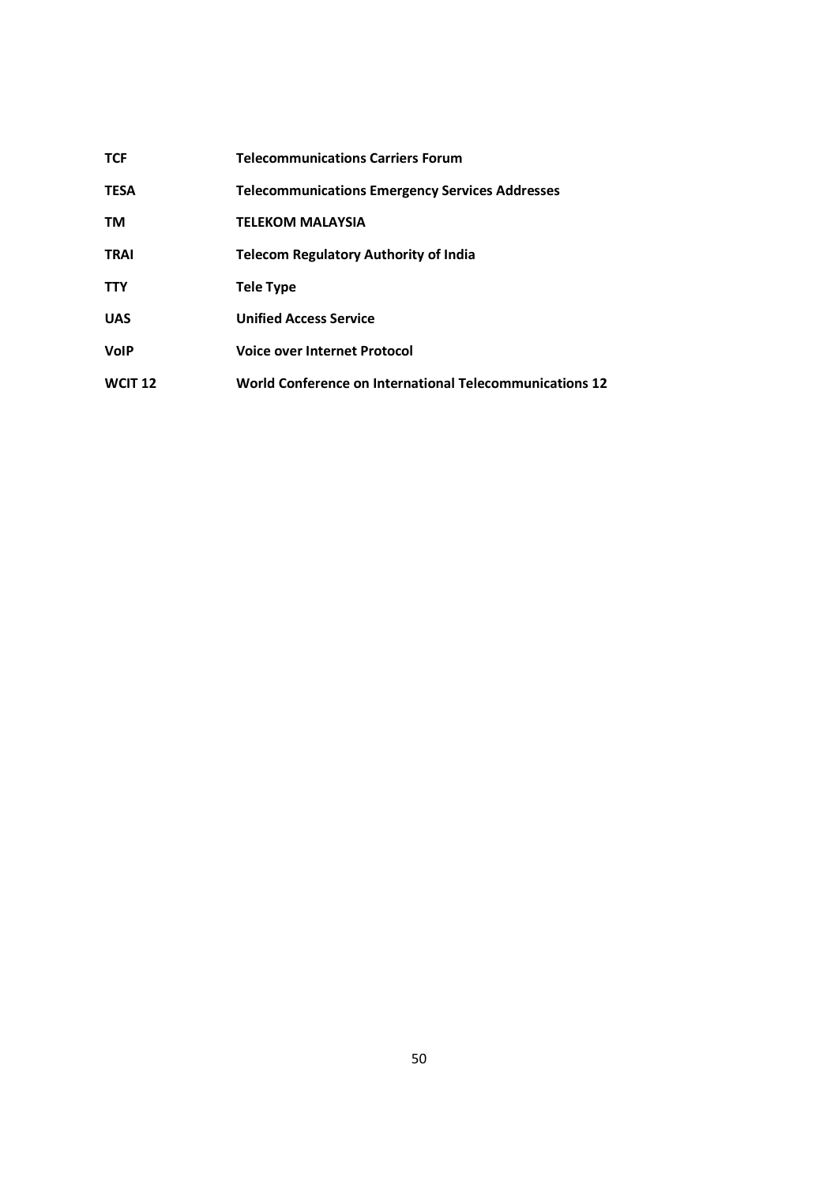| | |
|---|---|
| **TCF** | **Telecommunications Carriers Forum** |
| **TESA** | **Telecommunications Emergency Services Addresses** |
| **TM** | **TELEKOM MALAYSIA** |
| **TRAI** | **Telecom Regulatory Authority of India** |
| **TTY** | **Tele Type** |
| **UAS** | **Unified Access Service** |
| **VoIP** | **Voice over Internet Protocol** |
| **WCIT 12** | **World Conference on International Telecommunications 12** |